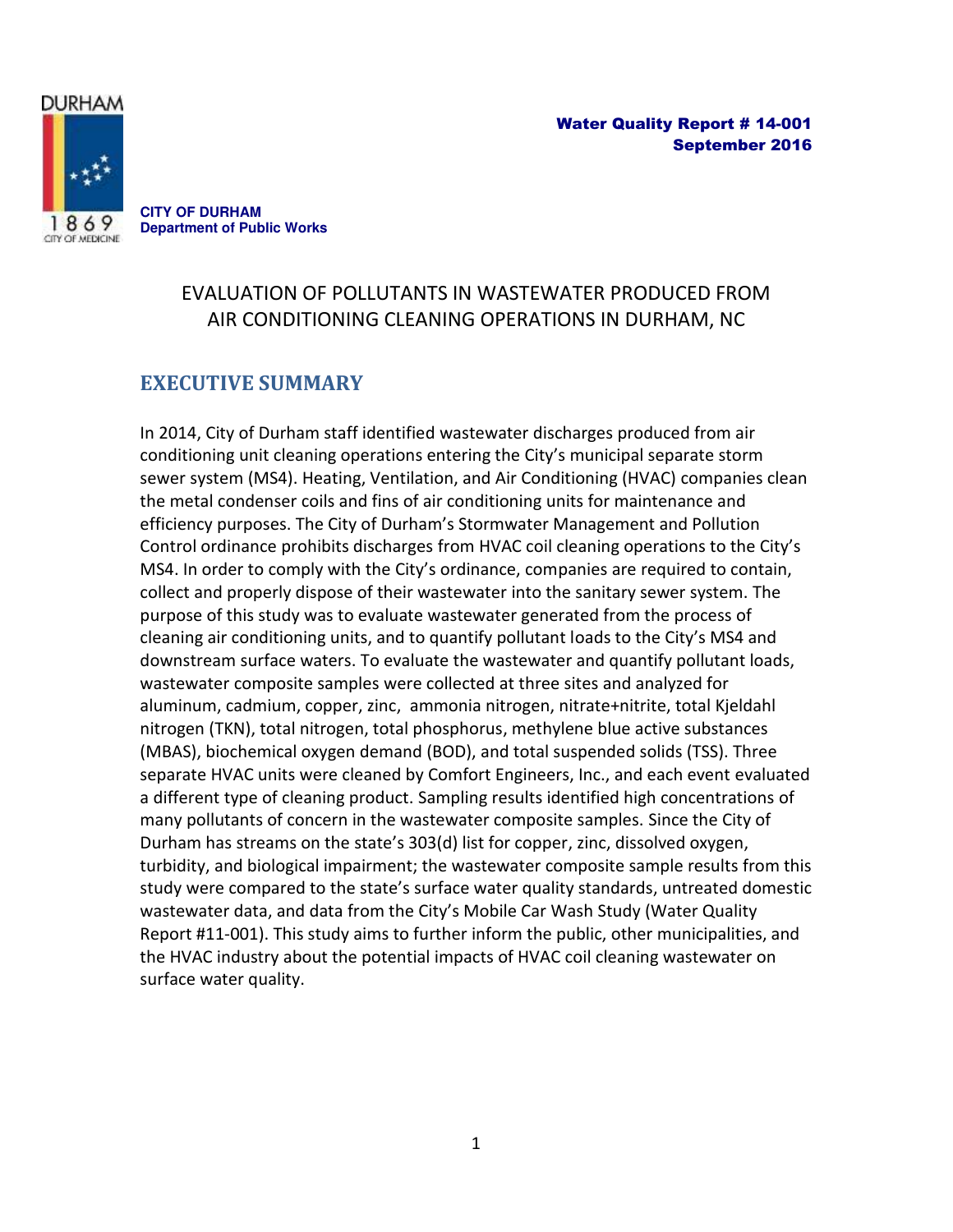DURHAM

1869

CITY OF MEDICINE

**CITY OF DURHAM**
**Department of Public Works**

**Water Quality Report # 14-001**
**September 2016**

# EVALUATION OF POLLUTANTS IN WASTEWATER PRODUCED FROM AIR CONDITIONING CLEANING OPERATIONS IN DURHAM, NC

## EXECUTIVE SUMMARY

In 2014, City of Durham staff identified wastewater discharges produced from air conditioning unit cleaning operations entering the City's municipal separate storm sewer system (MS4). Heating, Ventilation, and Air Conditioning (HVAC) companies clean the metal condenser coils and fins of air conditioning units for maintenance and efficiency purposes. The City of Durham's Stormwater Management and Pollution Control ordinance prohibits discharges from HVAC coil cleaning operations to the City's MS4. In order to comply with the City's ordinance, companies are required to contain, collect and properly dispose of their wastewater into the sanitary sewer system. The purpose of this study was to evaluate wastewater generated from the process of cleaning air conditioning units, and to quantify pollutant loads to the City's MS4 and downstream surface waters. To evaluate the wastewater and quantify pollutant loads, wastewater composite samples were collected at three sites and analyzed for aluminum, cadmium, copper, zinc, ammonia nitrogen, nitrate+nitrite, total Kjeldahl nitrogen (TKN), total nitrogen, total phosphorus, methylene blue active substances (MBAS), biochemical oxygen demand (BOD), and total suspended solids (TSS). Three separate HVAC units were cleaned by Comfort Engineers, Inc., and each event evaluated a different type of cleaning product. Sampling results identified high concentrations of many pollutants of concern in the wastewater composite samples. Since the City of Durham has streams on the state's 303(d) list for copper, zinc, dissolved oxygen, turbidity, and biological impairment; the wastewater composite sample results from this study were compared to the state's surface water quality standards, untreated domestic wastewater data, and data from the City's Mobile Car Wash Study (Water Quality Report #11-001). This study aims to further inform the public, other municipalities, and the HVAC industry about the potential impacts of HVAC coil cleaning wastewater on surface water quality.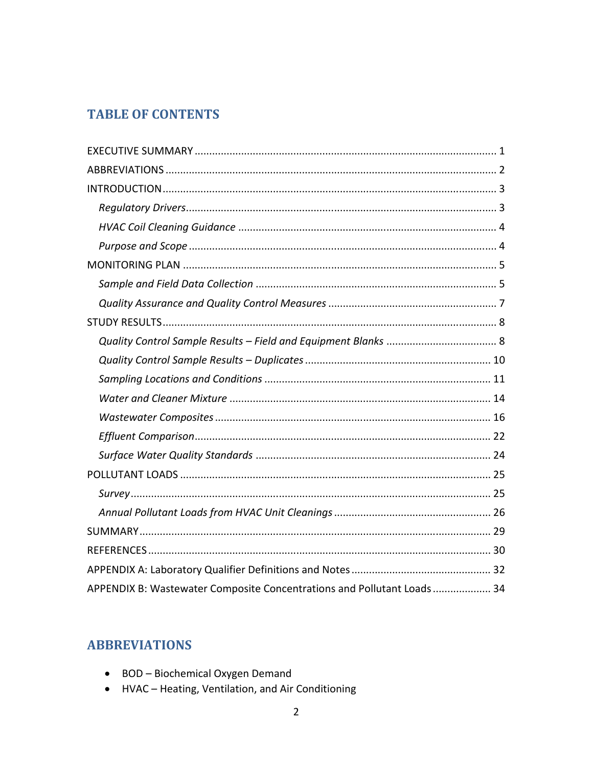## TABLE OF CONTENTS

EXECUTIVE SUMMARY ..... 1
ABBREVIATIONS ..... 2
INTRODUCTION ..... 3
  *Regulatory Drivers* ..... 3
  *HVAC Coil Cleaning Guidance* ..... 4
  *Purpose and Scope* ..... 4
MONITORING PLAN ..... 5
  *Sample and Field Data Collection* ..... 5
  *Quality Assurance and Quality Control Measures* ..... 7
STUDY RESULTS ..... 8
  *Quality Control Sample Results – Field and Equipment Blanks* ..... 8
  *Quality Control Sample Results – Duplicates* ..... 10
  *Sampling Locations and Conditions* ..... 11
  *Water and Cleaner Mixture* ..... 14
  *Wastewater Composites* ..... 16
  *Effluent Comparison* ..... 22
  *Surface Water Quality Standards* ..... 24
POLLUTANT LOADS ..... 25
  *Survey* ..... 25
  *Annual Pollutant Loads from HVAC Unit Cleanings* ..... 26
SUMMARY ..... 29
REFERENCES ..... 30
APPENDIX A: Laboratory Qualifier Definitions and Notes ..... 32
APPENDIX B: Wastewater Composite Concentrations and Pollutant Loads ..... 34

## ABBREVIATIONS

- BOD – Biochemical Oxygen Demand
- HVAC – Heating, Ventilation, and Air Conditioning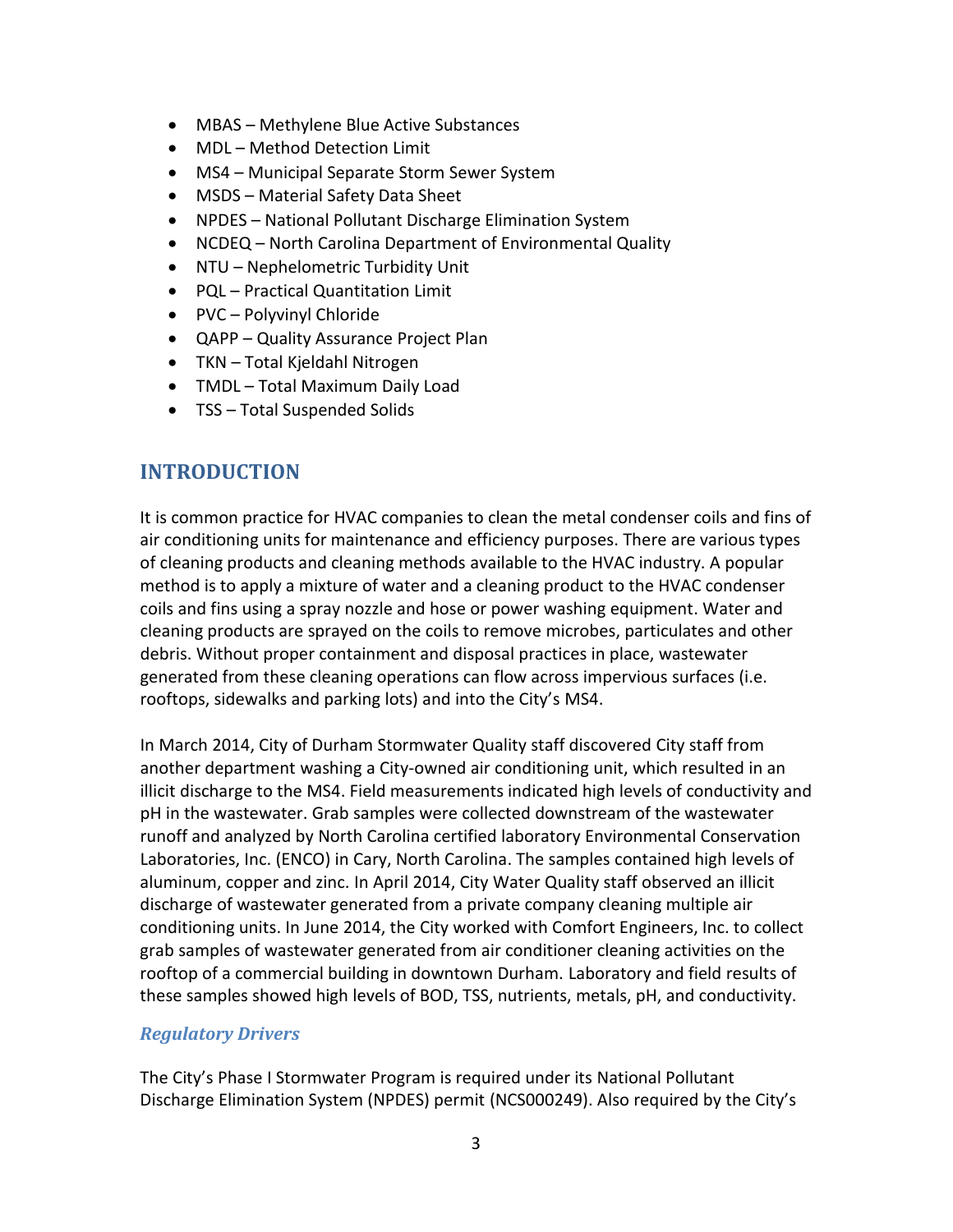- MBAS – Methylene Blue Active Substances
- MDL – Method Detection Limit
- MS4 – Municipal Separate Storm Sewer System
- MSDS – Material Safety Data Sheet
- NPDES – National Pollutant Discharge Elimination System
- NCDEQ – North Carolina Department of Environmental Quality
- NTU – Nephelometric Turbidity Unit
- PQL – Practical Quantitation Limit
- PVC – Polyvinyl Chloride
- QAPP – Quality Assurance Project Plan
- TKN – Total Kjeldahl Nitrogen
- TMDL – Total Maximum Daily Load
- TSS – Total Suspended Solids

## INTRODUCTION

It is common practice for HVAC companies to clean the metal condenser coils and fins of air conditioning units for maintenance and efficiency purposes. There are various types of cleaning products and cleaning methods available to the HVAC industry. A popular method is to apply a mixture of water and a cleaning product to the HVAC condenser coils and fins using a spray nozzle and hose or power washing equipment. Water and cleaning products are sprayed on the coils to remove microbes, particulates and other debris. Without proper containment and disposal practices in place, wastewater generated from these cleaning operations can flow across impervious surfaces (i.e. rooftops, sidewalks and parking lots) and into the City's MS4.

In March 2014, City of Durham Stormwater Quality staff discovered City staff from another department washing a City-owned air conditioning unit, which resulted in an illicit discharge to the MS4. Field measurements indicated high levels of conductivity and pH in the wastewater. Grab samples were collected downstream of the wastewater runoff and analyzed by North Carolina certified laboratory Environmental Conservation Laboratories, Inc. (ENCO) in Cary, North Carolina. The samples contained high levels of aluminum, copper and zinc. In April 2014, City Water Quality staff observed an illicit discharge of wastewater generated from a private company cleaning multiple air conditioning units. In June 2014, the City worked with Comfort Engineers, Inc. to collect grab samples of wastewater generated from air conditioner cleaning activities on the rooftop of a commercial building in downtown Durham. Laboratory and field results of these samples showed high levels of BOD, TSS, nutrients, metals, pH, and conductivity.

### *Regulatory Drivers*

The City's Phase I Stormwater Program is required under its National Pollutant Discharge Elimination System (NPDES) permit (NCS000249). Also required by the City's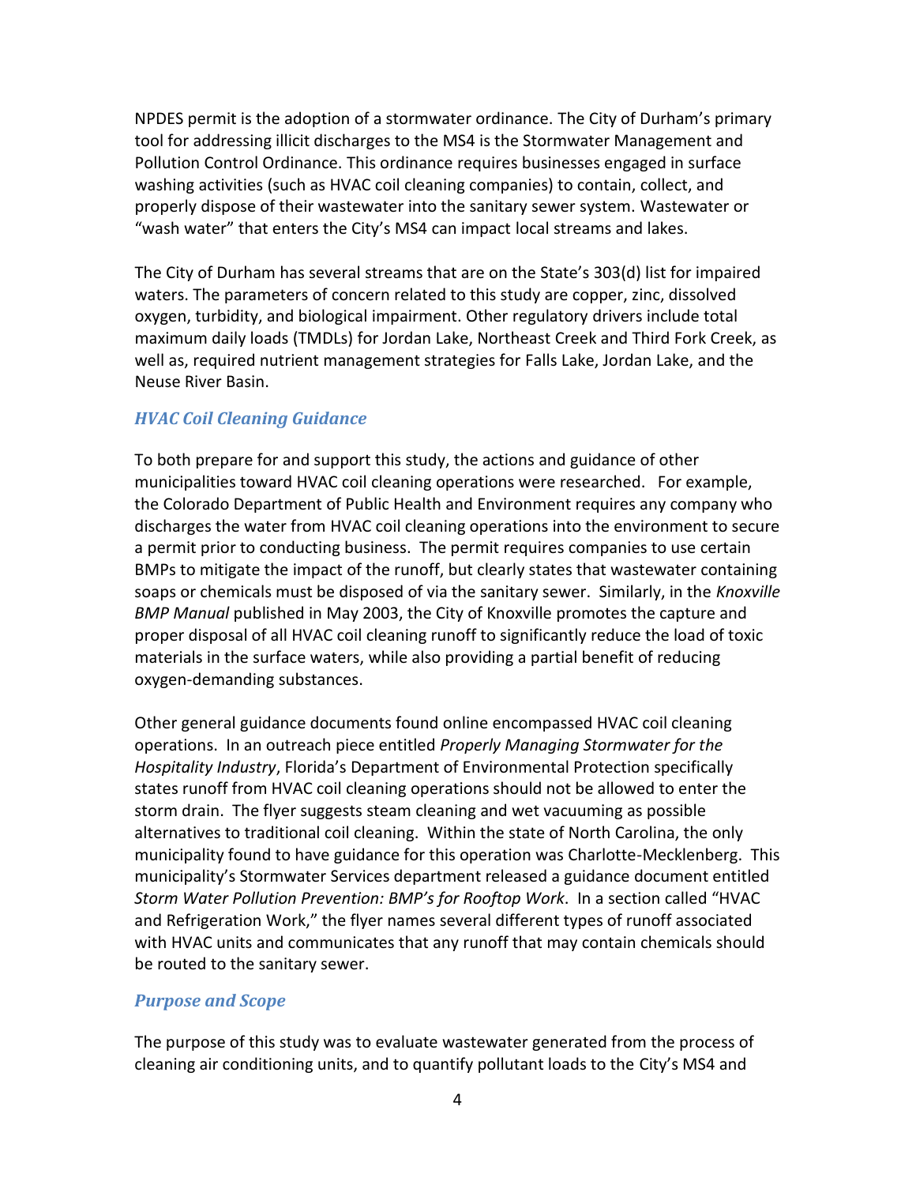NPDES permit is the adoption of a stormwater ordinance. The City of Durham's primary tool for addressing illicit discharges to the MS4 is the Stormwater Management and Pollution Control Ordinance. This ordinance requires businesses engaged in surface washing activities (such as HVAC coil cleaning companies) to contain, collect, and properly dispose of their wastewater into the sanitary sewer system. Wastewater or "wash water" that enters the City's MS4 can impact local streams and lakes.

The City of Durham has several streams that are on the State's 303(d) list for impaired waters. The parameters of concern related to this study are copper, zinc, dissolved oxygen, turbidity, and biological impairment. Other regulatory drivers include total maximum daily loads (TMDLs) for Jordan Lake, Northeast Creek and Third Fork Creek, as well as, required nutrient management strategies for Falls Lake, Jordan Lake, and the Neuse River Basin.

### *HVAC Coil Cleaning Guidance*

To both prepare for and support this study, the actions and guidance of other municipalities toward HVAC coil cleaning operations were researched. For example, the Colorado Department of Public Health and Environment requires any company who discharges the water from HVAC coil cleaning operations into the environment to secure a permit prior to conducting business. The permit requires companies to use certain BMPs to mitigate the impact of the runoff, but clearly states that wastewater containing soaps or chemicals must be disposed of via the sanitary sewer. Similarly, in the *Knoxville BMP Manual* published in May 2003, the City of Knoxville promotes the capture and proper disposal of all HVAC coil cleaning runoff to significantly reduce the load of toxic materials in the surface waters, while also providing a partial benefit of reducing oxygen-demanding substances.

Other general guidance documents found online encompassed HVAC coil cleaning operations. In an outreach piece entitled *Properly Managing Stormwater for the Hospitality Industry*, Florida's Department of Environmental Protection specifically states runoff from HVAC coil cleaning operations should not be allowed to enter the storm drain. The flyer suggests steam cleaning and wet vacuuming as possible alternatives to traditional coil cleaning. Within the state of North Carolina, the only municipality found to have guidance for this operation was Charlotte-Mecklenberg. This municipality's Stormwater Services department released a guidance document entitled *Storm Water Pollution Prevention: BMP's for Rooftop Work*. In a section called "HVAC and Refrigeration Work," the flyer names several different types of runoff associated with HVAC units and communicates that any runoff that may contain chemicals should be routed to the sanitary sewer.

### *Purpose and Scope*

The purpose of this study was to evaluate wastewater generated from the process of cleaning air conditioning units, and to quantify pollutant loads to the City's MS4 and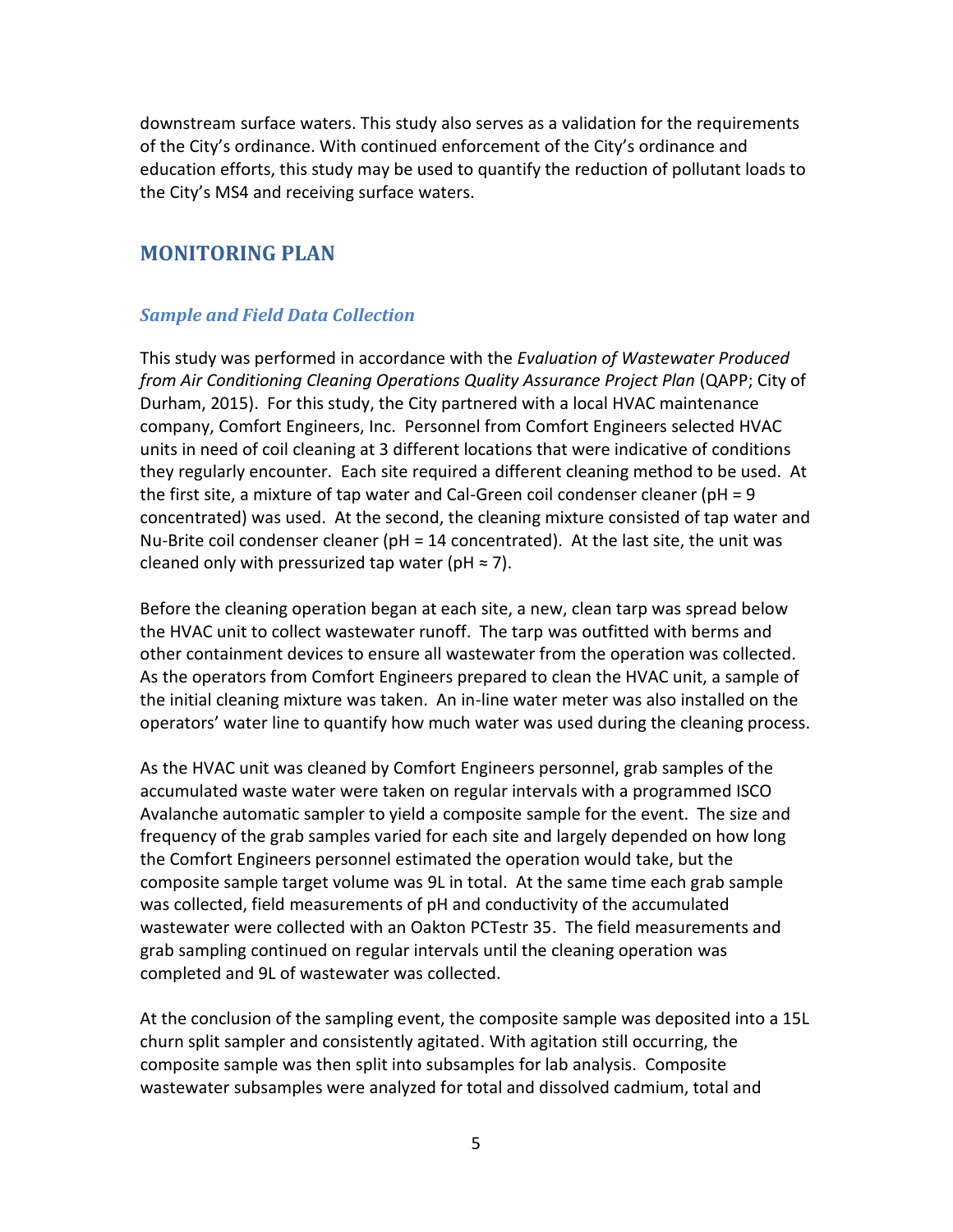downstream surface waters. This study also serves as a validation for the requirements of the City's ordinance. With continued enforcement of the City's ordinance and education efforts, this study may be used to quantify the reduction of pollutant loads to the City's MS4 and receiving surface waters.

## MONITORING PLAN

### *Sample and Field Data Collection*

This study was performed in accordance with the *Evaluation of Wastewater Produced from Air Conditioning Cleaning Operations Quality Assurance Project Plan* (QAPP; City of Durham, 2015). For this study, the City partnered with a local HVAC maintenance company, Comfort Engineers, Inc. Personnel from Comfort Engineers selected HVAC units in need of coil cleaning at 3 different locations that were indicative of conditions they regularly encounter. Each site required a different cleaning method to be used. At the first site, a mixture of tap water and Cal-Green coil condenser cleaner (pH = 9 concentrated) was used. At the second, the cleaning mixture consisted of tap water and Nu-Brite coil condenser cleaner (pH = 14 concentrated). At the last site, the unit was cleaned only with pressurized tap water (pH ≈ 7).

Before the cleaning operation began at each site, a new, clean tarp was spread below the HVAC unit to collect wastewater runoff. The tarp was outfitted with berms and other containment devices to ensure all wastewater from the operation was collected. As the operators from Comfort Engineers prepared to clean the HVAC unit, a sample of the initial cleaning mixture was taken. An in-line water meter was also installed on the operators' water line to quantify how much water was used during the cleaning process.

As the HVAC unit was cleaned by Comfort Engineers personnel, grab samples of the accumulated waste water were taken on regular intervals with a programmed ISCO Avalanche automatic sampler to yield a composite sample for the event. The size and frequency of the grab samples varied for each site and largely depended on how long the Comfort Engineers personnel estimated the operation would take, but the composite sample target volume was 9L in total. At the same time each grab sample was collected, field measurements of pH and conductivity of the accumulated wastewater were collected with an Oakton PCTestr 35. The field measurements and grab sampling continued on regular intervals until the cleaning operation was completed and 9L of wastewater was collected.

At the conclusion of the sampling event, the composite sample was deposited into a 15L churn split sampler and consistently agitated. With agitation still occurring, the composite sample was then split into subsamples for lab analysis. Composite wastewater subsamples were analyzed for total and dissolved cadmium, total and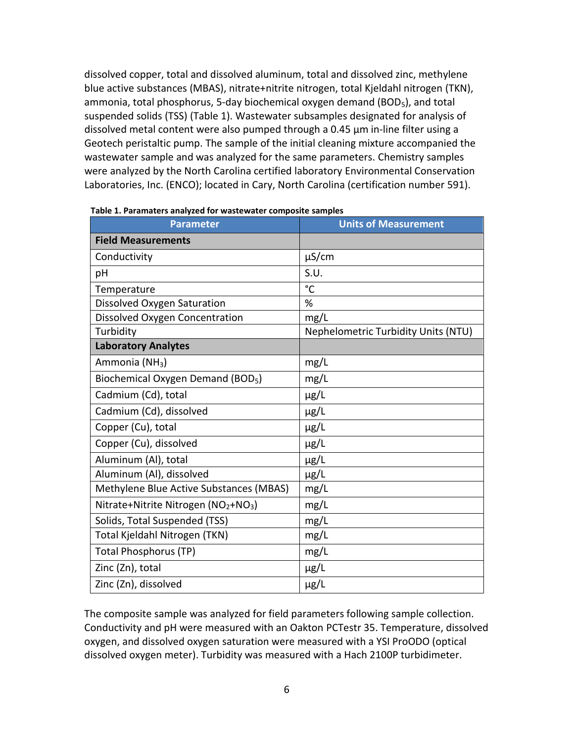dissolved copper, total and dissolved aluminum, total and dissolved zinc, methylene blue active substances (MBAS), nitrate+nitrite nitrogen, total Kjeldahl nitrogen (TKN), ammonia, total phosphorus, 5-day biochemical oxygen demand ($BOD_5$), and total suspended solids (TSS) (Table 1). Wastewater subsamples designated for analysis of dissolved metal content were also pumped through a 0.45 µm in-line filter using a Geotech peristaltic pump. The sample of the initial cleaning mixture accompanied the wastewater sample and was analyzed for the same parameters. Chemistry samples were analyzed by the North Carolina certified laboratory Environmental Conservation Laboratories, Inc. (ENCO); located in Cary, North Carolina (certification number 591).

**Table 1. Paramaters analyzed for wastewater composite samples**

| Parameter | Units of Measurement |
|---|---|
| **Field Measurements** | |
| Conductivity | µS/cm |
| pH | S.U. |
| Temperature | °C |
| Dissolved Oxygen Saturation | % |
| Dissolved Oxygen Concentration | mg/L |
| Turbidity | Nephelometric Turbidity Units (NTU) |
| **Laboratory Analytes** | |
| Ammonia ($NH_3$) | mg/L |
| Biochemical Oxygen Demand ($BOD_5$) | mg/L |
| Cadmium (Cd), total | µg/L |
| Cadmium (Cd), dissolved | µg/L |
| Copper (Cu), total | µg/L |
| Copper (Cu), dissolved | µg/L |
| Aluminum (Al), total | µg/L |
| Aluminum (Al), dissolved | µg/L |
| Methylene Blue Active Substances (MBAS) | mg/L |
| Nitrate+Nitrite Nitrogen ($NO_2$+$NO_3$) | mg/L |
| Solids, Total Suspended (TSS) | mg/L |
| Total Kjeldahl Nitrogen (TKN) | mg/L |
| Total Phosphorus (TP) | mg/L |
| Zinc (Zn), total | µg/L |
| Zinc (Zn), dissolved | µg/L |

The composite sample was analyzed for field parameters following sample collection. Conductivity and pH were measured with an Oakton PCTestr 35. Temperature, dissolved oxygen, and dissolved oxygen saturation were measured with a YSI ProODO (optical dissolved oxygen meter). Turbidity was measured with a Hach 2100P turbidimeter.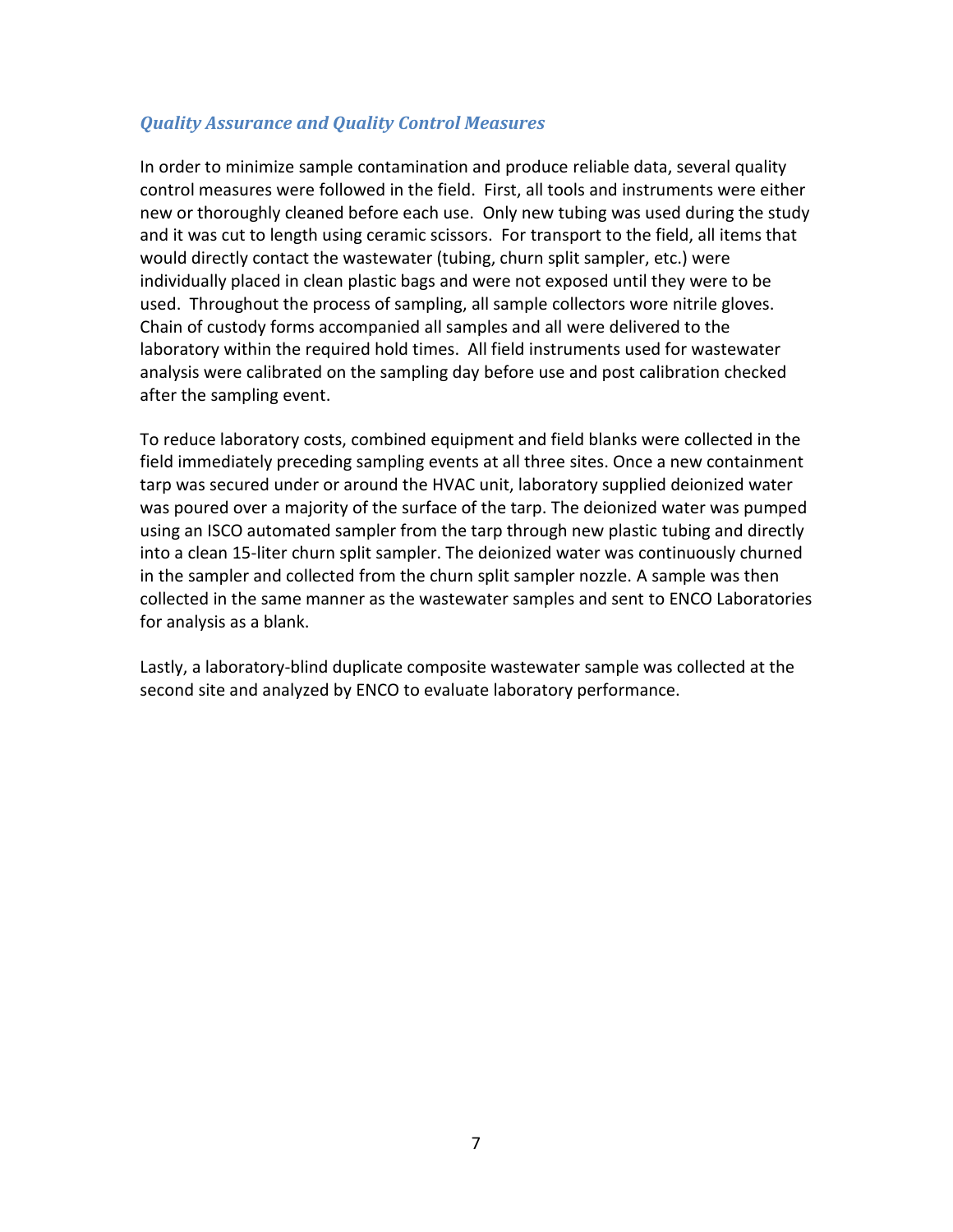### *Quality Assurance and Quality Control Measures*

In order to minimize sample contamination and produce reliable data, several quality control measures were followed in the field. First, all tools and instruments were either new or thoroughly cleaned before each use. Only new tubing was used during the study and it was cut to length using ceramic scissors. For transport to the field, all items that would directly contact the wastewater (tubing, churn split sampler, etc.) were individually placed in clean plastic bags and were not exposed until they were to be used. Throughout the process of sampling, all sample collectors wore nitrile gloves. Chain of custody forms accompanied all samples and all were delivered to the laboratory within the required hold times. All field instruments used for wastewater analysis were calibrated on the sampling day before use and post calibration checked after the sampling event.

To reduce laboratory costs, combined equipment and field blanks were collected in the field immediately preceding sampling events at all three sites. Once a new containment tarp was secured under or around the HVAC unit, laboratory supplied deionized water was poured over a majority of the surface of the tarp. The deionized water was pumped using an ISCO automated sampler from the tarp through new plastic tubing and directly into a clean 15-liter churn split sampler. The deionized water was continuously churned in the sampler and collected from the churn split sampler nozzle. A sample was then collected in the same manner as the wastewater samples and sent to ENCO Laboratories for analysis as a blank.

Lastly, a laboratory-blind duplicate composite wastewater sample was collected at the second site and analyzed by ENCO to evaluate laboratory performance.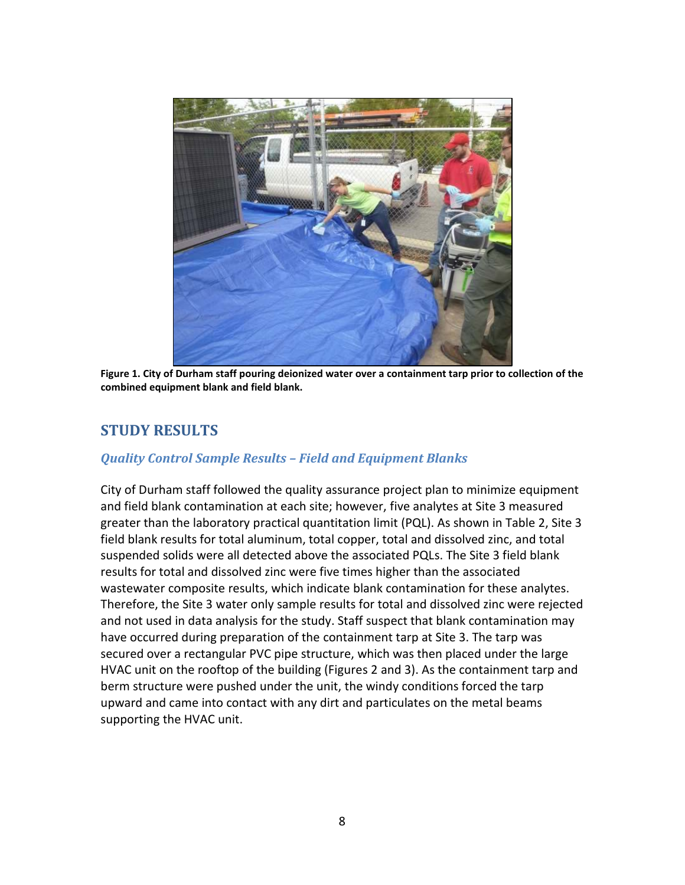**Figure 1. City of Durham staff pouring deionized water over a containment tarp prior to collection of the combined equipment blank and field blank.**

## STUDY RESULTS

### *Quality Control Sample Results – Field and Equipment Blanks*

City of Durham staff followed the quality assurance project plan to minimize equipment and field blank contamination at each site; however, five analytes at Site 3 measured greater than the laboratory practical quantitation limit (PQL). As shown in Table 2, Site 3 field blank results for total aluminum, total copper, total and dissolved zinc, and total suspended solids were all detected above the associated PQLs. The Site 3 field blank results for total and dissolved zinc were five times higher than the associated wastewater composite results, which indicate blank contamination for these analytes. Therefore, the Site 3 water only sample results for total and dissolved zinc were rejected and not used in data analysis for the study. Staff suspect that blank contamination may have occurred during preparation of the containment tarp at Site 3. The tarp was secured over a rectangular PVC pipe structure, which was then placed under the large HVAC unit on the rooftop of the building (Figures 2 and 3). As the containment tarp and berm structure were pushed under the unit, the windy conditions forced the tarp upward and came into contact with any dirt and particulates on the metal beams supporting the HVAC unit.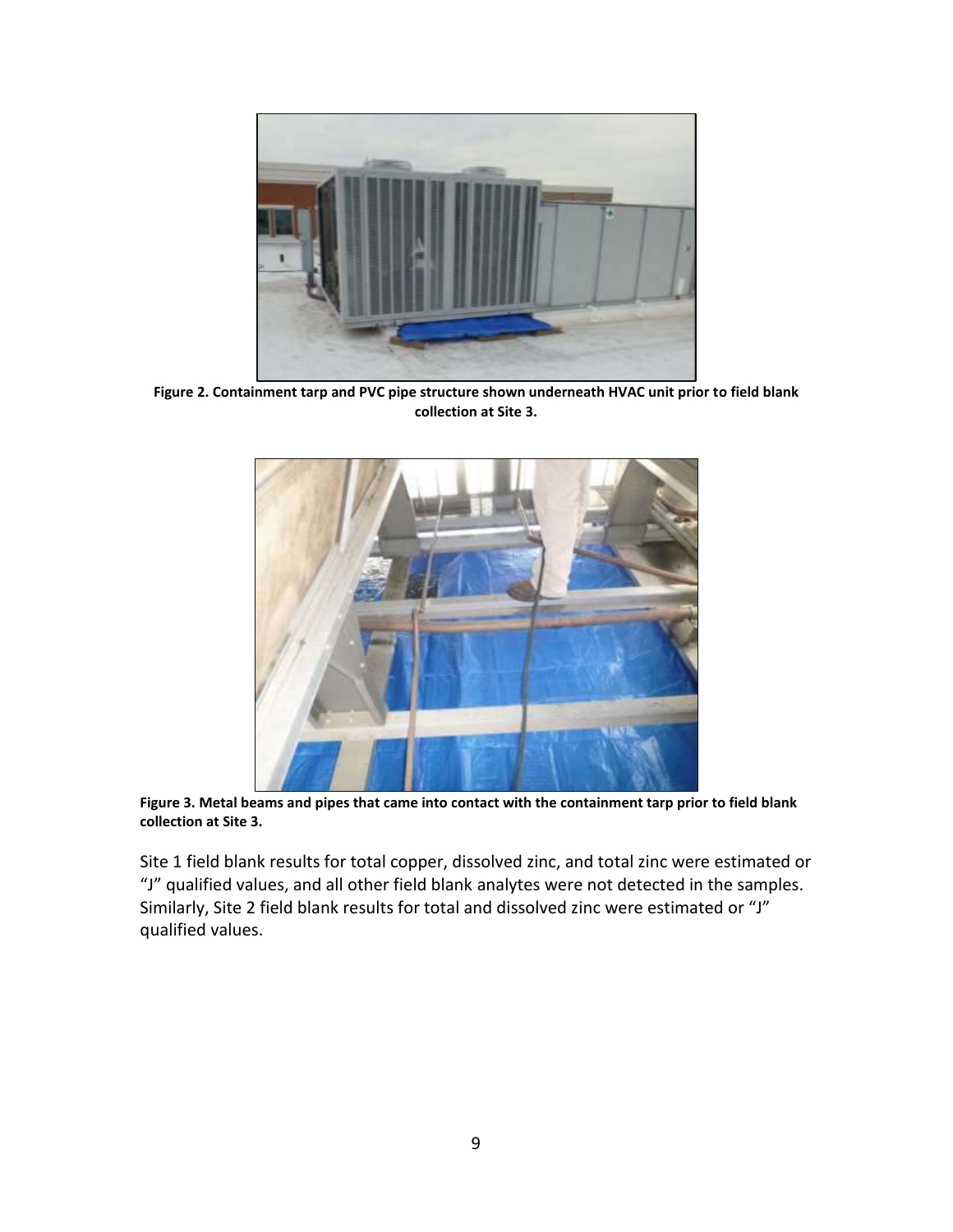**Figure 2. Containment tarp and PVC pipe structure shown underneath HVAC unit prior to field blank collection at Site 3.**

**Figure 3. Metal beams and pipes that came into contact with the containment tarp prior to field blank collection at Site 3.**

Site 1 field blank results for total copper, dissolved zinc, and total zinc were estimated or "J" qualified values, and all other field blank analytes were not detected in the samples. Similarly, Site 2 field blank results for total and dissolved zinc were estimated or "J" qualified values.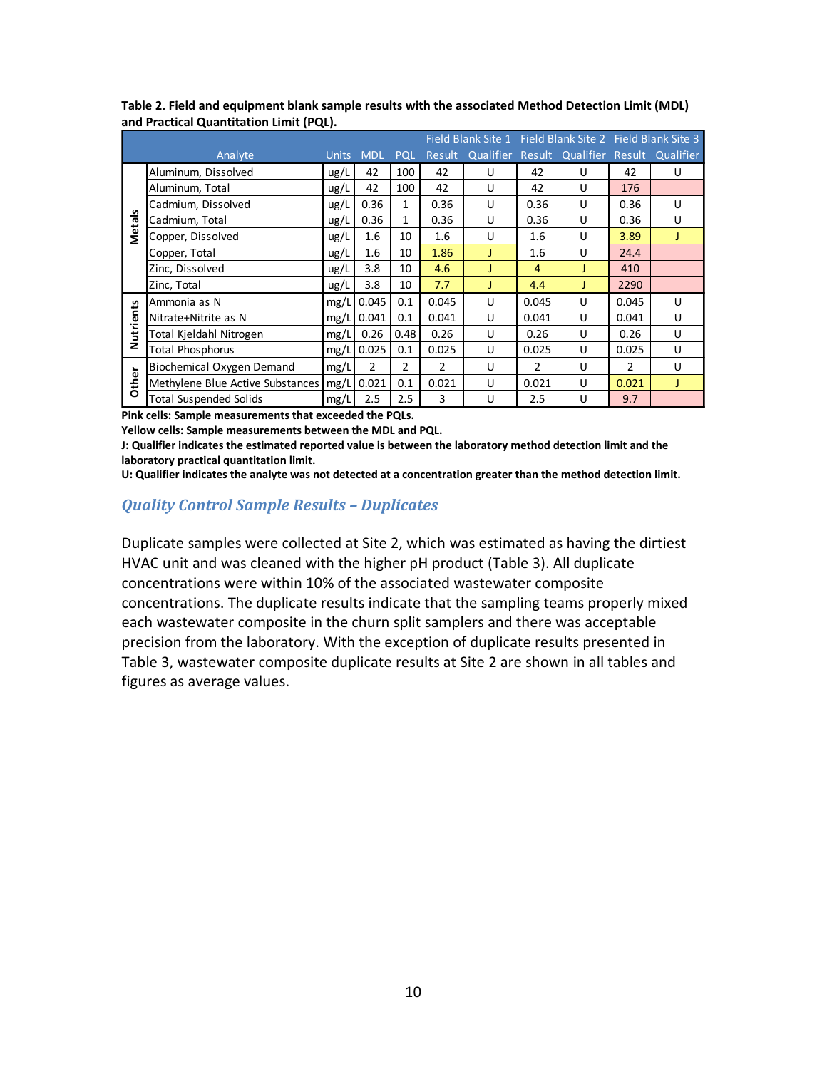**Table 2. Field and equipment blank sample results with the associated Method Detection Limit (MDL) and Practical Quantitation Limit (PQL).**

| | Analyte | Units | MDL | PQL | Field Blank Site 1 | | Field Blank Site 2 | | Field Blank Site 3 | |
|---|---|---|---|---|---|---|---|---|---|---|
| | | | | | Result | Qualifier | Result | Qualifier | Result | Qualifier |
| Metals | Aluminum, Dissolved | ug/L | 42 | 100 | 42 | U | 42 | U | 42 | U |
| Metals | Aluminum, Total | ug/L | 42 | 100 | 42 | U | 42 | U | 176 | |
| Metals | Cadmium, Dissolved | ug/L | 0.36 | 1 | 0.36 | U | 0.36 | U | 0.36 | U |
| Metals | Cadmium, Total | ug/L | 0.36 | 1 | 0.36 | U | 0.36 | U | 0.36 | U |
| Metals | Copper, Dissolved | ug/L | 1.6 | 10 | 1.6 | U | 1.6 | U | 3.89 | J |
| Metals | Copper, Total | ug/L | 1.6 | 10 | 1.86 | J | 1.6 | U | 24.4 | |
| Metals | Zinc, Dissolved | ug/L | 3.8 | 10 | 4.6 | J | 4 | J | 410 | |
| Metals | Zinc, Total | ug/L | 3.8 | 10 | 7.7 | J | 4.4 | J | 2290 | |
| Nutrients | Ammonia as N | mg/L | 0.045 | 0.1 | 0.045 | U | 0.045 | U | 0.045 | U |
| Nutrients | Nitrate+Nitrite as N | mg/L | 0.041 | 0.1 | 0.041 | U | 0.041 | U | 0.041 | U |
| Nutrients | Total Kjeldahl Nitrogen | mg/L | 0.26 | 0.48 | 0.26 | U | 0.26 | U | 0.26 | U |
| Nutrients | Total Phosphorus | mg/L | 0.025 | 0.1 | 0.025 | U | 0.025 | U | 0.025 | U |
| Other | Biochemical Oxygen Demand | mg/L | 2 | 2 | 2 | U | 2 | U | 2 | U |
| Other | Methylene Blue Active Substances | mg/L | 0.021 | 0.1 | 0.021 | U | 0.021 | U | 0.021 | J |
| Other | Total Suspended Solids | mg/L | 2.5 | 2.5 | 3 | U | 2.5 | U | 9.7 | |

**Pink cells: Sample measurements that exceeded the PQLs.**
**Yellow cells: Sample measurements between the MDL and PQL.**
**J: Qualifier indicates the estimated reported value is between the laboratory method detection limit and the laboratory practical quantitation limit.**
**U: Qualifier indicates the analyte was not detected at a concentration greater than the method detection limit.**

### *Quality Control Sample Results – Duplicates*

Duplicate samples were collected at Site 2, which was estimated as having the dirtiest HVAC unit and was cleaned with the higher pH product (Table 3). All duplicate concentrations were within 10% of the associated wastewater composite concentrations. The duplicate results indicate that the sampling teams properly mixed each wastewater composite in the churn split samplers and there was acceptable precision from the laboratory. With the exception of duplicate results presented in Table 3, wastewater composite duplicate results at Site 2 are shown in all tables and figures as average values.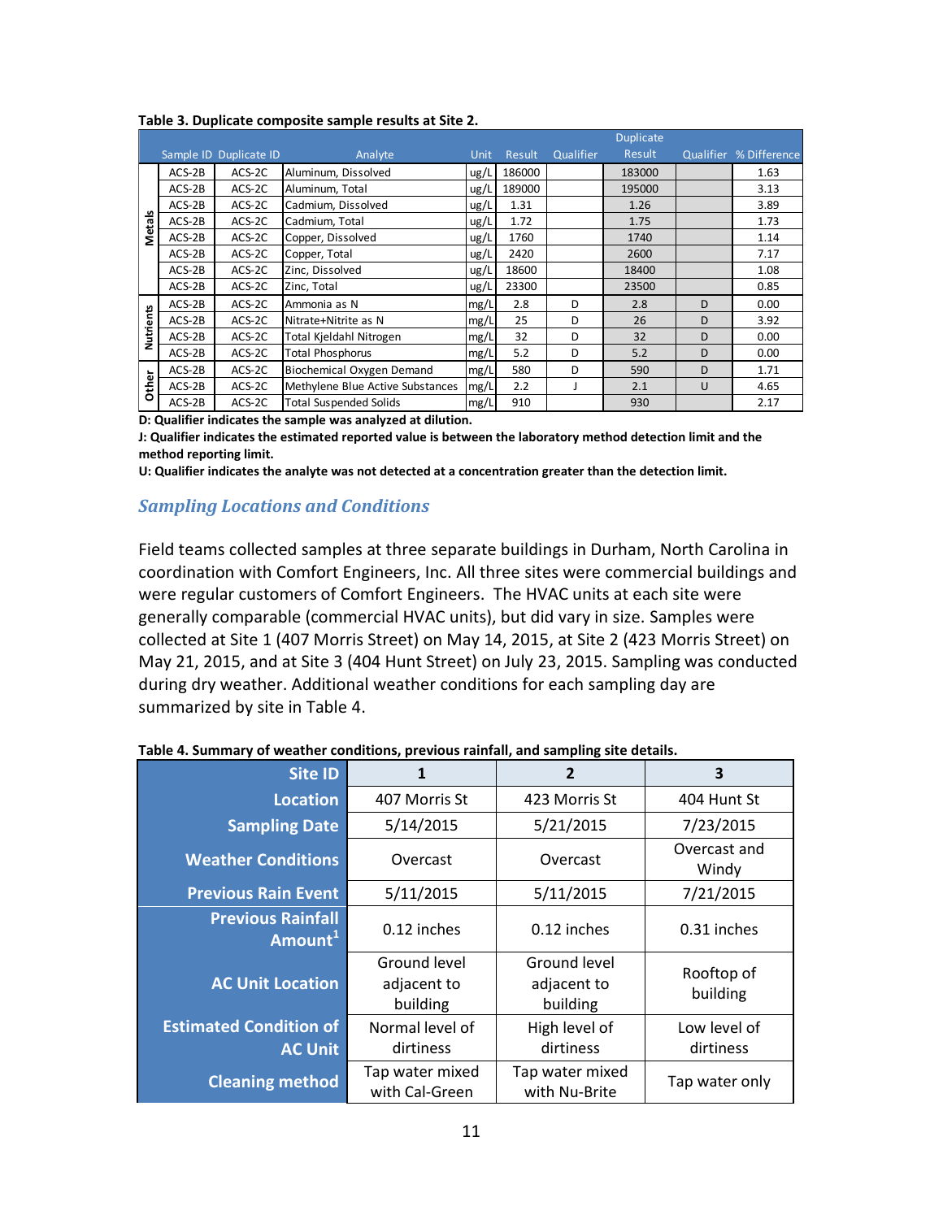**Table 3. Duplicate composite sample results at Site 2.**

| | Sample ID | Duplicate ID | Analyte | Unit | Result | Qualifier | Duplicate Result | Qualifier | % Difference |
|---|---|---|---|---|---|---|---|---|---|
| Metals | ACS-2B | ACS-2C | Aluminum, Dissolved | ug/L | 186000 | | 183000 | | 1.63 |
| | ACS-2B | ACS-2C | Aluminum, Total | ug/L | 189000 | | 195000 | | 3.13 |
| | ACS-2B | ACS-2C | Cadmium, Dissolved | ug/L | 1.31 | | 1.26 | | 3.89 |
| | ACS-2B | ACS-2C | Cadmium, Total | ug/L | 1.72 | | 1.75 | | 1.73 |
| | ACS-2B | ACS-2C | Copper, Dissolved | ug/L | 1760 | | 1740 | | 1.14 |
| | ACS-2B | ACS-2C | Copper, Total | ug/L | 2420 | | 2600 | | 7.17 |
| | ACS-2B | ACS-2C | Zinc, Dissolved | ug/L | 18600 | | 18400 | | 1.08 |
| | ACS-2B | ACS-2C | Zinc, Total | ug/L | 23300 | | 23500 | | 0.85 |
| Nutrients | ACS-2B | ACS-2C | Ammonia as N | mg/L | 2.8 | D | 2.8 | D | 0.00 |
| | ACS-2B | ACS-2C | Nitrate+Nitrite as N | mg/L | 25 | D | 26 | D | 3.92 |
| | ACS-2B | ACS-2C | Total Kjeldahl Nitrogen | mg/L | 32 | D | 32 | D | 0.00 |
| | ACS-2B | ACS-2C | Total Phosphorus | mg/L | 5.2 | D | 5.2 | D | 0.00 |
| Other | ACS-2B | ACS-2C | Biochemical Oxygen Demand | mg/L | 580 | D | 590 | D | 1.71 |
| | ACS-2B | ACS-2C | Methylene Blue Active Substances | mg/L | 2.2 | J | 2.1 | U | 4.65 |
| | ACS-2B | ACS-2C | Total Suspended Solids | mg/L | 910 | | 930 | | 2.17 |

**D: Qualifier indicates the sample was analyzed at dilution.**

**J: Qualifier indicates the estimated reported value is between the laboratory method detection limit and the method reporting limit.**

**U: Qualifier indicates the analyte was not detected at a concentration greater than the detection limit.**

## *Sampling Locations and Conditions*

Field teams collected samples at three separate buildings in Durham, North Carolina in coordination with Comfort Engineers, Inc. All three sites were commercial buildings and were regular customers of Comfort Engineers. The HVAC units at each site were generally comparable (commercial HVAC units), but did vary in size. Samples were collected at Site 1 (407 Morris Street) on May 14, 2015, at Site 2 (423 Morris Street) on May 21, 2015, and at Site 3 (404 Hunt Street) on July 23, 2015. Sampling was conducted during dry weather. Additional weather conditions for each sampling day are summarized by site in Table 4.

**Table 4. Summary of weather conditions, previous rainfall, and sampling site details.**

| Site ID | 1 | 2 | 3 |
|---|---|---|---|
| Location | 407 Morris St | 423 Morris St | 404 Hunt St |
| Sampling Date | 5/14/2015 | 5/21/2015 | 7/23/2015 |
| Weather Conditions | Overcast | Overcast | Overcast and Windy |
| Previous Rain Event | 5/11/2015 | 5/11/2015 | 7/21/2015 |
| Previous Rainfall Amount[1] | 0.12 inches | 0.12 inches | 0.31 inches |
| AC Unit Location | Ground level adjacent to building | Ground level adjacent to building | Rooftop of building |
| Estimated Condition of AC Unit | Normal level of dirtiness | High level of dirtiness | Low level of dirtiness |
| Cleaning method | Tap water mixed with Cal-Green | Tap water mixed with Nu-Brite | Tap water only |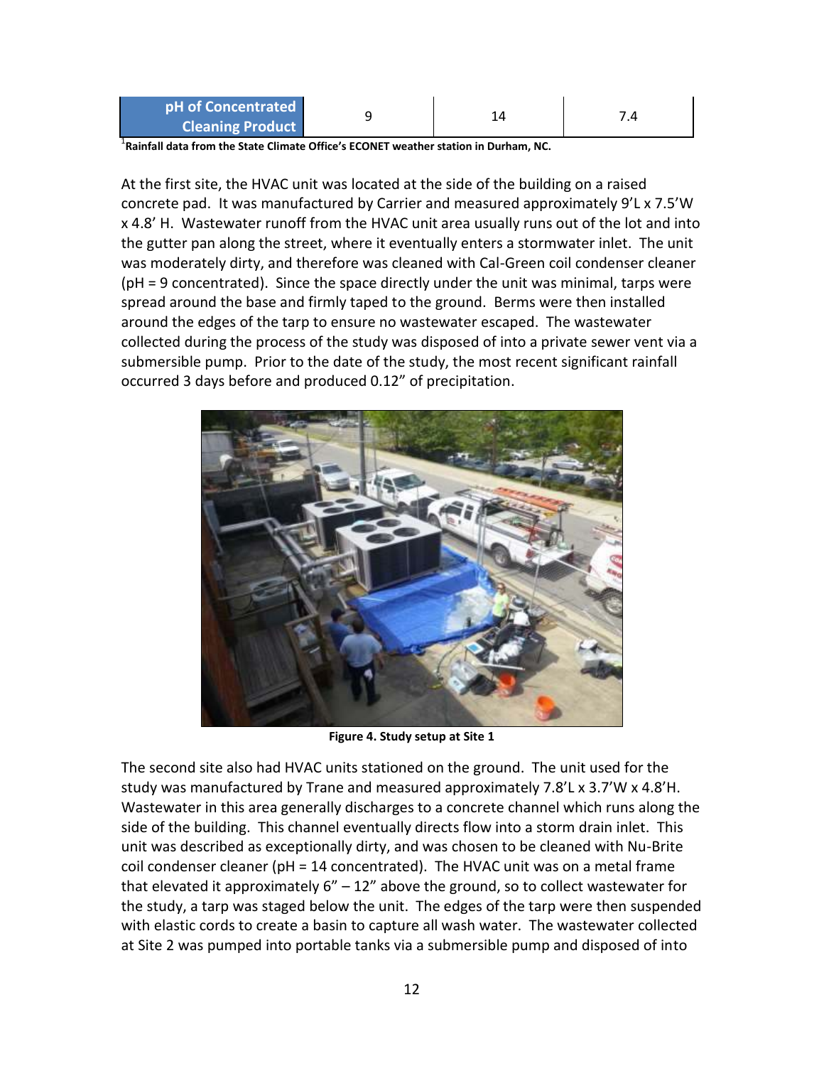| | | | |
|---|---|---|---|
| **pH of Concentrated Cleaning Product** | 9 | 14 | 7.4 |

[1]**Rainfall data from the State Climate Office's ECONET weather station in Durham, NC.**

At the first site, the HVAC unit was located at the side of the building on a raised concrete pad. It was manufactured by Carrier and measured approximately 9'L x 7.5'W x 4.8' H. Wastewater runoff from the HVAC unit area usually runs out of the lot and into the gutter pan along the street, where it eventually enters a stormwater inlet. The unit was moderately dirty, and therefore was cleaned with Cal-Green coil condenser cleaner (pH = 9 concentrated). Since the space directly under the unit was minimal, tarps were spread around the base and firmly taped to the ground. Berms were then installed around the edges of the tarp to ensure no wastewater escaped. The wastewater collected during the process of the study was disposed of into a private sewer vent via a submersible pump. Prior to the date of the study, the most recent significant rainfall occurred 3 days before and produced 0.12" of precipitation.

**Figure 4. Study setup at Site 1**

The second site also had HVAC units stationed on the ground. The unit used for the study was manufactured by Trane and measured approximately 7.8'L x 3.7'W x 4.8'H. Wastewater in this area generally discharges to a concrete channel which runs along the side of the building. This channel eventually directs flow into a storm drain inlet. This unit was described as exceptionally dirty, and was chosen to be cleaned with Nu-Brite coil condenser cleaner (pH = 14 concentrated). The HVAC unit was on a metal frame that elevated it approximately 6" – 12" above the ground, so to collect wastewater for the study, a tarp was staged below the unit. The edges of the tarp were then suspended with elastic cords to create a basin to capture all wash water. The wastewater collected at Site 2 was pumped into portable tanks via a submersible pump and disposed of into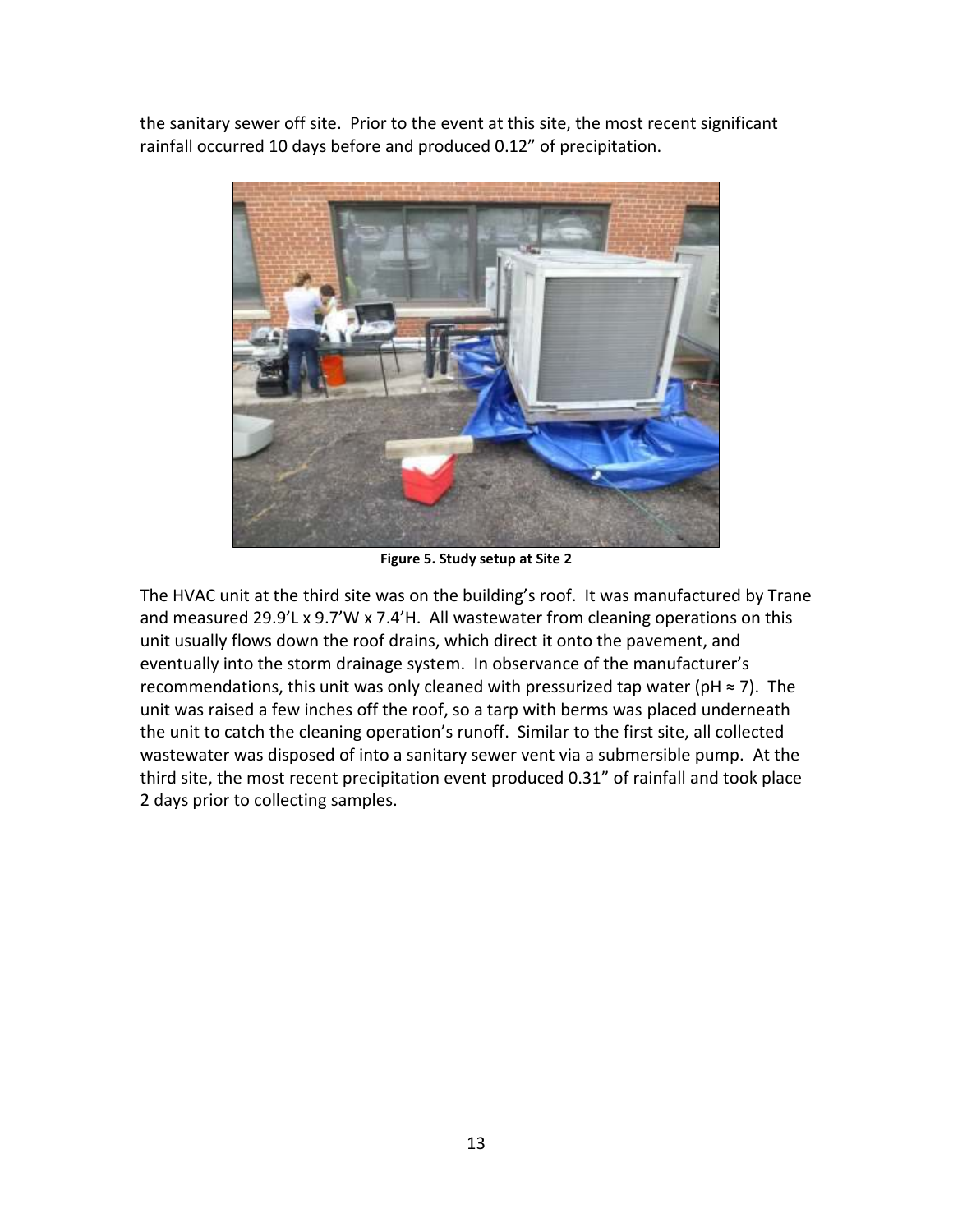the sanitary sewer off site. Prior to the event at this site, the most recent significant rainfall occurred 10 days before and produced 0.12" of precipitation.

**Figure 5. Study setup at Site 2**

The HVAC unit at the third site was on the building's roof. It was manufactured by Trane and measured 29.9'L x 9.7'W x 7.4'H. All wastewater from cleaning operations on this unit usually flows down the roof drains, which direct it onto the pavement, and eventually into the storm drainage system. In observance of the manufacturer's recommendations, this unit was only cleaned with pressurized tap water (pH ≈ 7). The unit was raised a few inches off the roof, so a tarp with berms was placed underneath the unit to catch the cleaning operation's runoff. Similar to the first site, all collected wastewater was disposed of into a sanitary sewer vent via a submersible pump. At the third site, the most recent precipitation event produced 0.31" of rainfall and took place 2 days prior to collecting samples.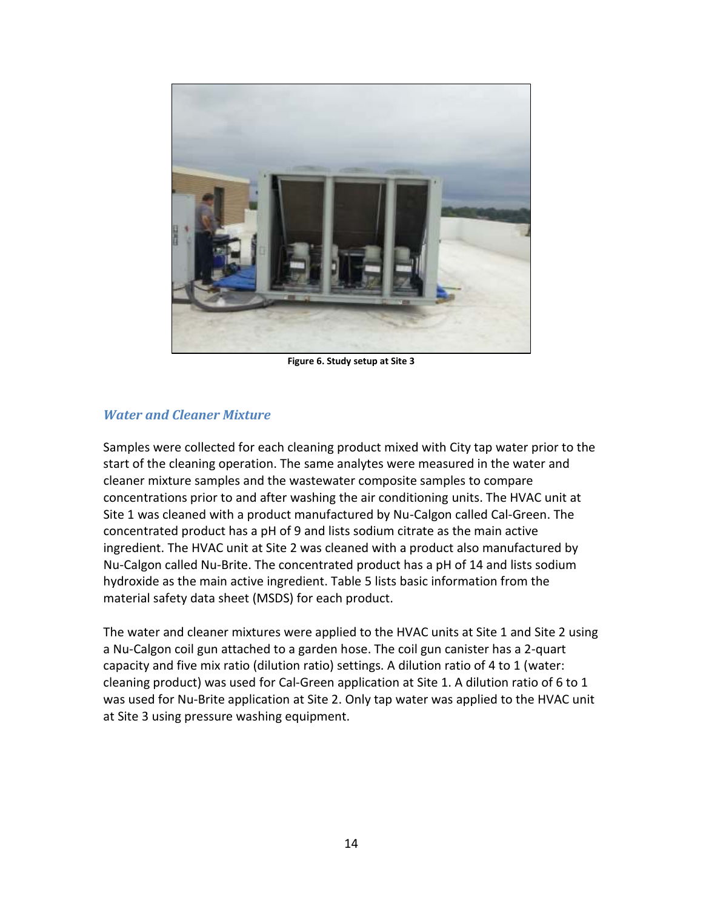Figure 6. Study setup at Site 3

### *Water and Cleaner Mixture*

Samples were collected for each cleaning product mixed with City tap water prior to the start of the cleaning operation. The same analytes were measured in the water and cleaner mixture samples and the wastewater composite samples to compare concentrations prior to and after washing the air conditioning units. The HVAC unit at Site 1 was cleaned with a product manufactured by Nu-Calgon called Cal-Green. The concentrated product has a pH of 9 and lists sodium citrate as the main active ingredient. The HVAC unit at Site 2 was cleaned with a product also manufactured by Nu-Calgon called Nu-Brite. The concentrated product has a pH of 14 and lists sodium hydroxide as the main active ingredient. Table 5 lists basic information from the material safety data sheet (MSDS) for each product.

The water and cleaner mixtures were applied to the HVAC units at Site 1 and Site 2 using a Nu-Calgon coil gun attached to a garden hose. The coil gun canister has a 2-quart capacity and five mix ratio (dilution ratio) settings. A dilution ratio of 4 to 1 (water: cleaning product) was used for Cal-Green application at Site 1. A dilution ratio of 6 to 1 was used for Nu-Brite application at Site 2. Only tap water was applied to the HVAC unit at Site 3 using pressure washing equipment.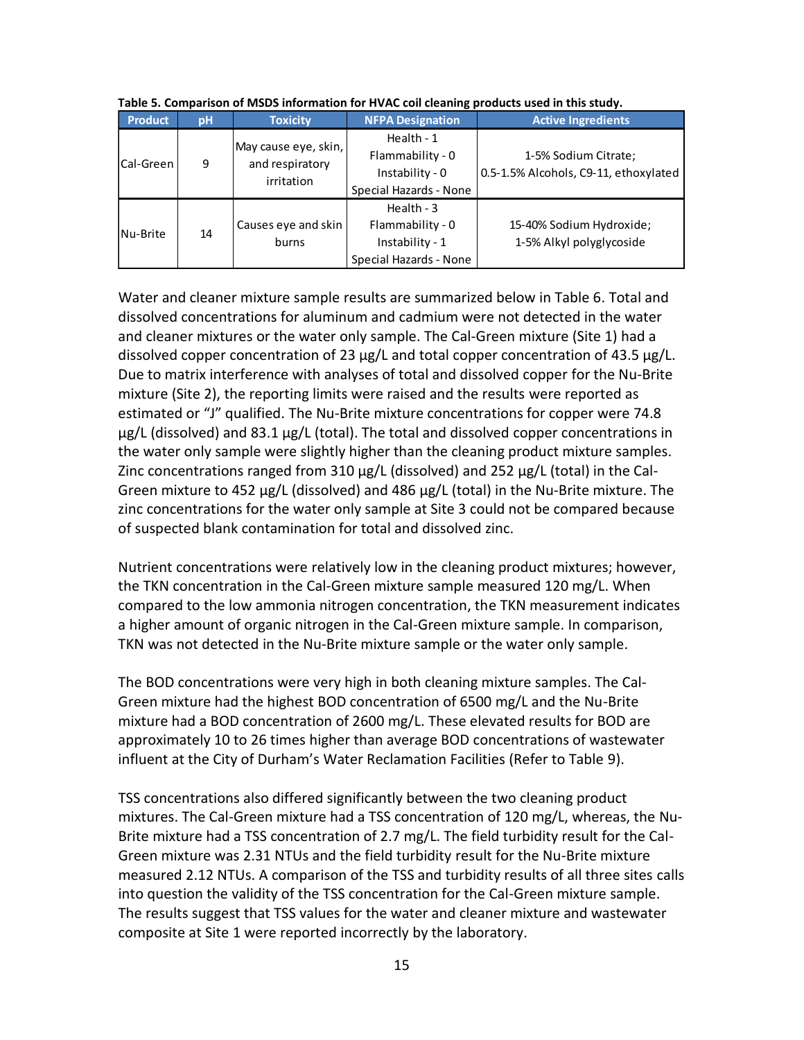**Table 5. Comparison of MSDS information for HVAC coil cleaning products used in this study.**

| Product | pH | Toxicity | NFPA Designation | Active Ingredients |
|---|---|---|---|---|
| Cal-Green | 9 | May cause eye, skin, and respiratory irritation | Health - 1<br>Flammability - 0<br>Instability - 0<br>Special Hazards - None | 1-5% Sodium Citrate;<br>0.5-1.5% Alcohols, C9-11, ethoxylated |
| Nu-Brite | 14 | Causes eye and skin burns | Health - 3<br>Flammability - 0<br>Instability - 1<br>Special Hazards - None | 15-40% Sodium Hydroxide;<br>1-5% Alkyl polyglycoside |

Water and cleaner mixture sample results are summarized below in Table 6. Total and dissolved concentrations for aluminum and cadmium were not detected in the water and cleaner mixtures or the water only sample. The Cal-Green mixture (Site 1) had a dissolved copper concentration of 23 µg/L and total copper concentration of 43.5 µg/L. Due to matrix interference with analyses of total and dissolved copper for the Nu-Brite mixture (Site 2), the reporting limits were raised and the results were reported as estimated or "J" qualified. The Nu-Brite mixture concentrations for copper were 74.8 µg/L (dissolved) and 83.1 µg/L (total). The total and dissolved copper concentrations in the water only sample were slightly higher than the cleaning product mixture samples. Zinc concentrations ranged from 310 µg/L (dissolved) and 252 µg/L (total) in the Cal-Green mixture to 452 µg/L (dissolved) and 486 µg/L (total) in the Nu-Brite mixture. The zinc concentrations for the water only sample at Site 3 could not be compared because of suspected blank contamination for total and dissolved zinc.

Nutrient concentrations were relatively low in the cleaning product mixtures; however, the TKN concentration in the Cal-Green mixture sample measured 120 mg/L. When compared to the low ammonia nitrogen concentration, the TKN measurement indicates a higher amount of organic nitrogen in the Cal-Green mixture sample. In comparison, TKN was not detected in the Nu-Brite mixture sample or the water only sample.

The BOD concentrations were very high in both cleaning mixture samples. The Cal-Green mixture had the highest BOD concentration of 6500 mg/L and the Nu-Brite mixture had a BOD concentration of 2600 mg/L. These elevated results for BOD are approximately 10 to 26 times higher than average BOD concentrations of wastewater influent at the City of Durham's Water Reclamation Facilities (Refer to Table 9).

TSS concentrations also differed significantly between the two cleaning product mixtures. The Cal-Green mixture had a TSS concentration of 120 mg/L, whereas, the Nu-Brite mixture had a TSS concentration of 2.7 mg/L. The field turbidity result for the Cal-Green mixture was 2.31 NTUs and the field turbidity result for the Nu-Brite mixture measured 2.12 NTUs. A comparison of the TSS and turbidity results of all three sites calls into question the validity of the TSS concentration for the Cal-Green mixture sample. The results suggest that TSS values for the water and cleaner mixture and wastewater composite at Site 1 were reported incorrectly by the laboratory.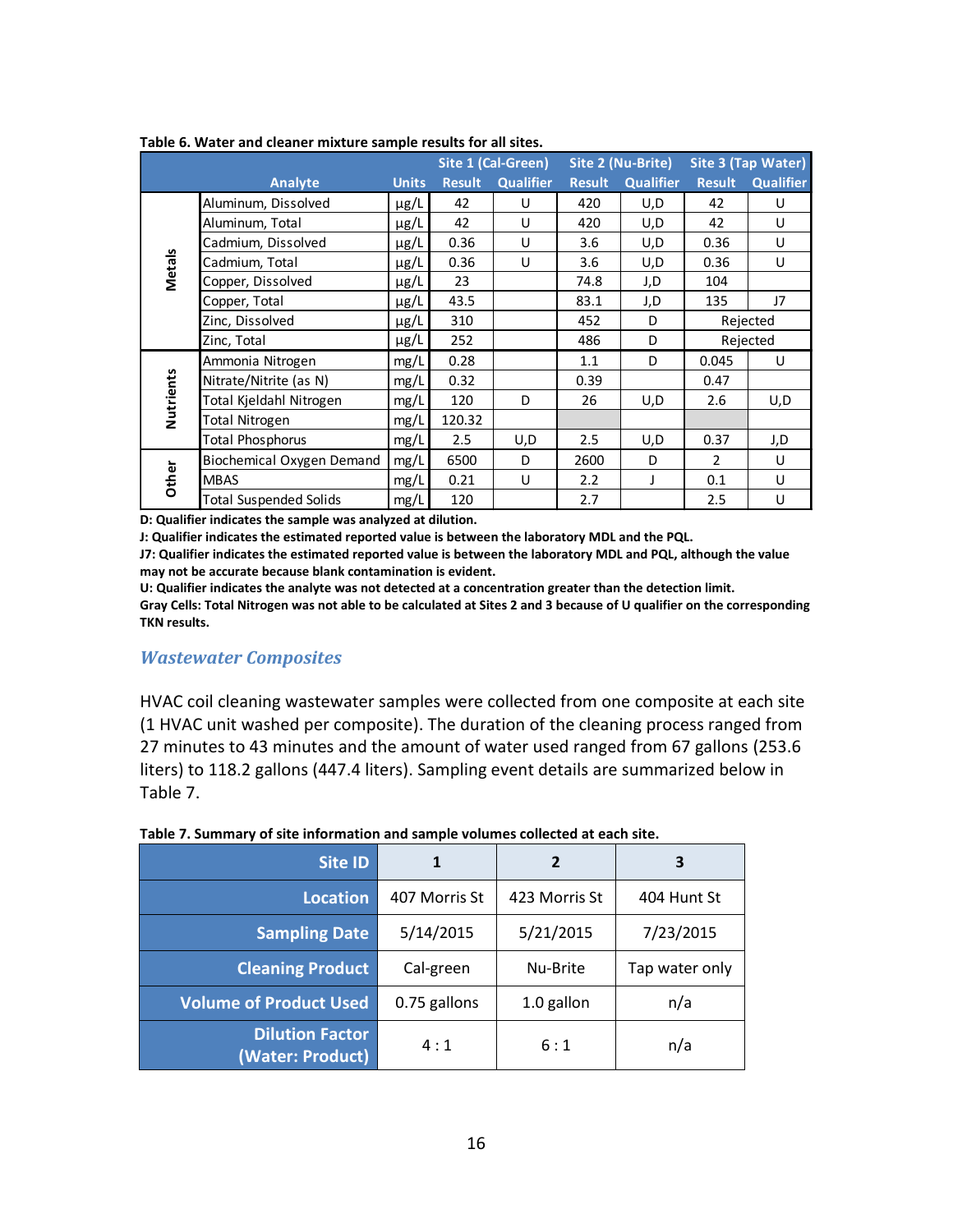**Table 6. Water and cleaner mixture sample results for all sites.**

| | Analyte | Units | Site 1 (Cal-Green) | | Site 2 (Nu-Brite) | | Site 3 (Tap Water) | |
|---|---|---|---|---|---|---|---|---|
| | | | Result | Qualifier | Result | Qualifier | Result | Qualifier |
| Metals | Aluminum, Dissolved | μg/L | 42 | U | 420 | U,D | 42 | U |
| | Aluminum, Total | μg/L | 42 | U | 420 | U,D | 42 | U |
| | Cadmium, Dissolved | μg/L | 0.36 | U | 3.6 | U,D | 0.36 | U |
| | Cadmium, Total | μg/L | 0.36 | U | 3.6 | U,D | 0.36 | U |
| | Copper, Dissolved | μg/L | 23 | | 74.8 | J,D | 104 | |
| | Copper, Total | μg/L | 43.5 | | 83.1 | J,D | 135 | J7 |
| | Zinc, Dissolved | μg/L | 310 | | 452 | D | Rejected | |
| | Zinc, Total | μg/L | 252 | | 486 | D | Rejected | |
| Nutrients | Ammonia Nitrogen | mg/L | 0.28 | | 1.1 | D | 0.045 | U |
| | Nitrate/Nitrite (as N) | mg/L | 0.32 | | 0.39 | | 0.47 | |
| | Total Kjeldahl Nitrogen | mg/L | 120 | D | 26 | U,D | 2.6 | U,D |
| | Total Nitrogen | mg/L | 120.32 | | | | | |
| | Total Phosphorus | mg/L | 2.5 | U,D | 2.5 | U,D | 0.37 | J,D |
| Other | Biochemical Oxygen Demand | mg/L | 6500 | D | 2600 | D | 2 | U |
| | MBAS | mg/L | 0.21 | U | 2.2 | J | 0.1 | U |
| | Total Suspended Solids | mg/L | 120 | | 2.7 | | 2.5 | U |

**D: Qualifier indicates the sample was analyzed at dilution.**
**J: Qualifier indicates the estimated reported value is between the laboratory MDL and the PQL.**
**J7: Qualifier indicates the estimated reported value is between the laboratory MDL and PQL, although the value may not be accurate because blank contamination is evident.**
**U: Qualifier indicates the analyte was not detected at a concentration greater than the detection limit.**
**Gray Cells: Total Nitrogen was not able to be calculated at Sites 2 and 3 because of U qualifier on the corresponding TKN results.**

### *Wastewater Composites*

HVAC coil cleaning wastewater samples were collected from one composite at each site (1 HVAC unit washed per composite). The duration of the cleaning process ranged from 27 minutes to 43 minutes and the amount of water used ranged from 67 gallons (253.6 liters) to 118.2 gallons (447.4 liters). Sampling event details are summarized below in Table 7.

**Table 7. Summary of site information and sample volumes collected at each site.**

| Site ID | 1 | 2 | 3 |
|---|---|---|---|
| Location | 407 Morris St | 423 Morris St | 404 Hunt St |
| Sampling Date | 5/14/2015 | 5/21/2015 | 7/23/2015 |
| Cleaning Product | Cal-green | Nu-Brite | Tap water only |
| Volume of Product Used | 0.75 gallons | 1.0 gallon | n/a |
| Dilution Factor (Water: Product) | 4 : 1 | 6 : 1 | n/a |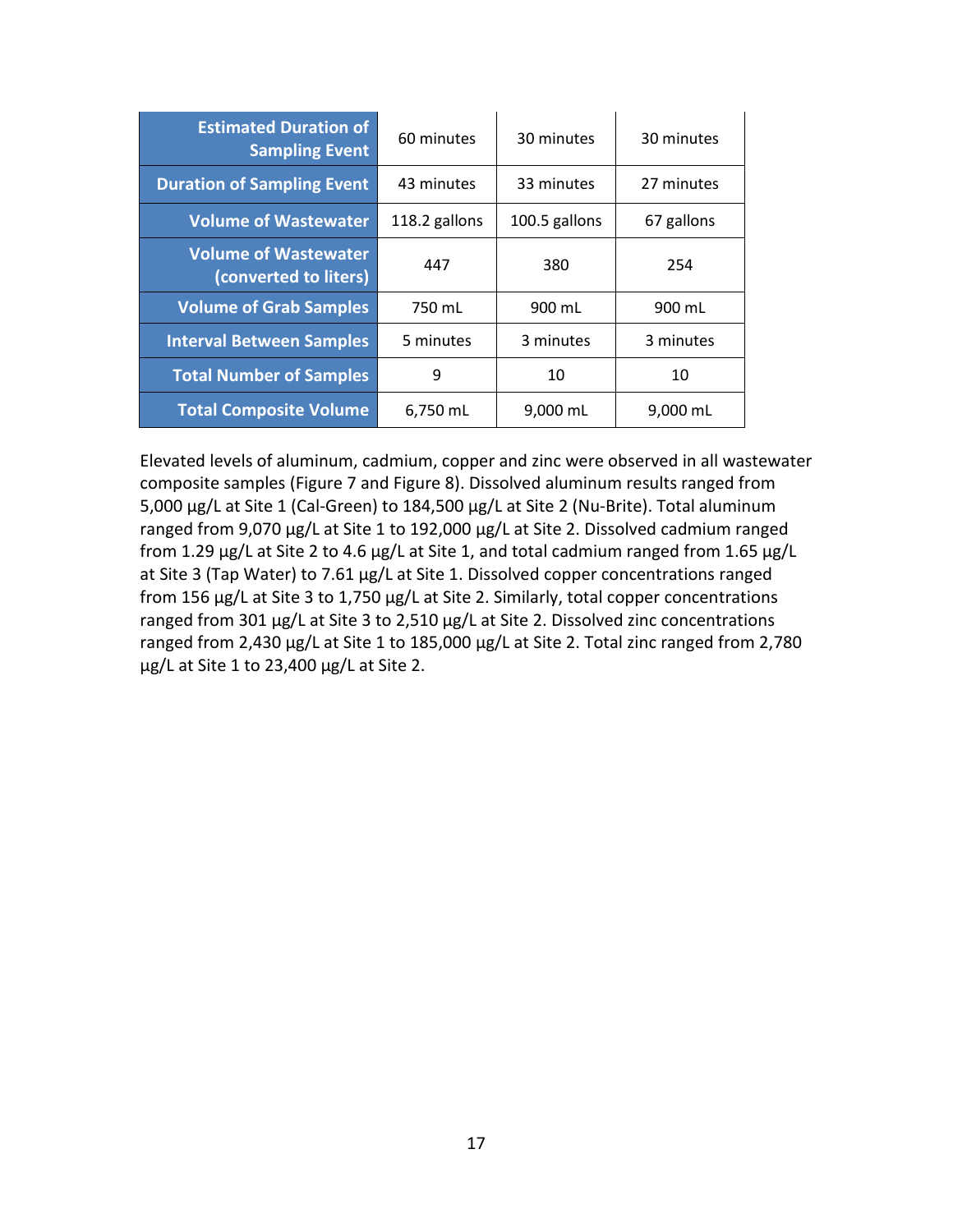| | | | |
|---|---|---|---|
| **Estimated Duration of Sampling Event** | 60 minutes | 30 minutes | 30 minutes |
| **Duration of Sampling Event** | 43 minutes | 33 minutes | 27 minutes |
| **Volume of Wastewater** | 118.2 gallons | 100.5 gallons | 67 gallons |
| **Volume of Wastewater (converted to liters)** | 447 | 380 | 254 |
| **Volume of Grab Samples** | 750 mL | 900 mL | 900 mL |
| **Interval Between Samples** | 5 minutes | 3 minutes | 3 minutes |
| **Total Number of Samples** | 9 | 10 | 10 |
| **Total Composite Volume** | 6,750 mL | 9,000 mL | 9,000 mL |

Elevated levels of aluminum, cadmium, copper and zinc were observed in all wastewater composite samples (Figure 7 and Figure 8). Dissolved aluminum results ranged from 5,000 µg/L at Site 1 (Cal-Green) to 184,500 µg/L at Site 2 (Nu-Brite). Total aluminum ranged from 9,070 µg/L at Site 1 to 192,000 µg/L at Site 2. Dissolved cadmium ranged from 1.29 µg/L at Site 2 to 4.6 µg/L at Site 1, and total cadmium ranged from 1.65 µg/L at Site 3 (Tap Water) to 7.61 µg/L at Site 1. Dissolved copper concentrations ranged from 156 µg/L at Site 3 to 1,750 µg/L at Site 2. Similarly, total copper concentrations ranged from 301 µg/L at Site 3 to 2,510 µg/L at Site 2. Dissolved zinc concentrations ranged from 2,430 µg/L at Site 1 to 185,000 µg/L at Site 2. Total zinc ranged from 2,780 µg/L at Site 1 to 23,400 µg/L at Site 2.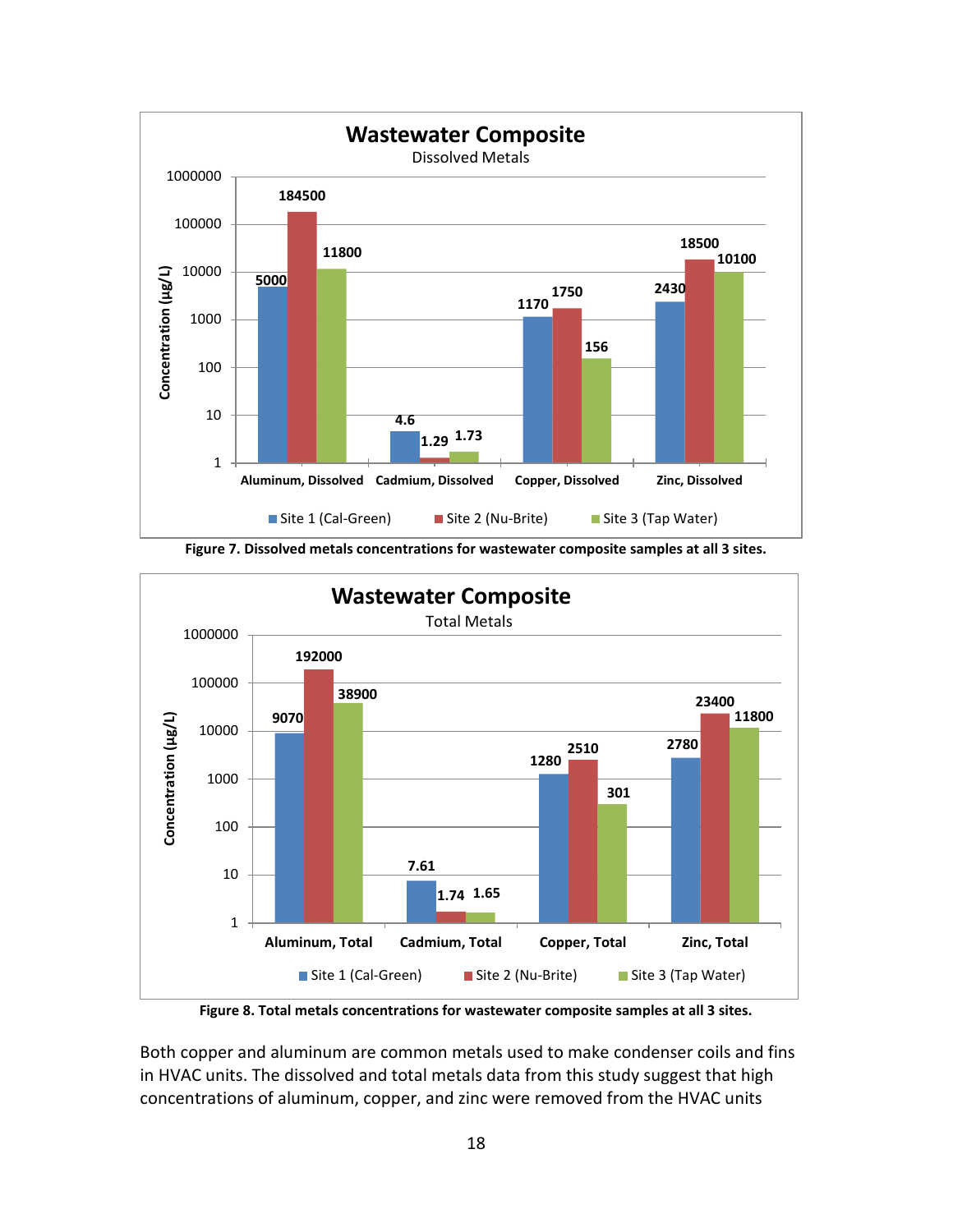Wastewater Composite

Dissolved Metals

Concentration (µg/L)

1000000
100000
10000
1000
100
10
1

184500
11800
5000
4.6
1.29
1.73
1170
1750
156
2430
18500
10100

Aluminum, Dissolved
Cadmium, Dissolved
Copper, Dissolved
Zinc, Dissolved

Site 1 (Cal-Green)
Site 2 (Nu-Brite)
Site 3 (Tap Water)

**Figure 7. Dissolved metals concentrations for wastewater composite samples at all 3 sites.**

Wastewater Composite

Total Metals

Concentration (µg/L)

1000000
100000
10000
1000
100
10
1

192000
38900
9070
7.61
1.74
1.65
1280
2510
301
2780
23400
11800

Aluminum, Total
Cadmium, Total
Copper, Total
Zinc, Total

Site 1 (Cal-Green)
Site 2 (Nu-Brite)
Site 3 (Tap Water)

**Figure 8. Total metals concentrations for wastewater composite samples at all 3 sites.**

Both copper and aluminum are common metals used to make condenser coils and fins in HVAC units. The dissolved and total metals data from this study suggest that high concentrations of aluminum, copper, and zinc were removed from the HVAC units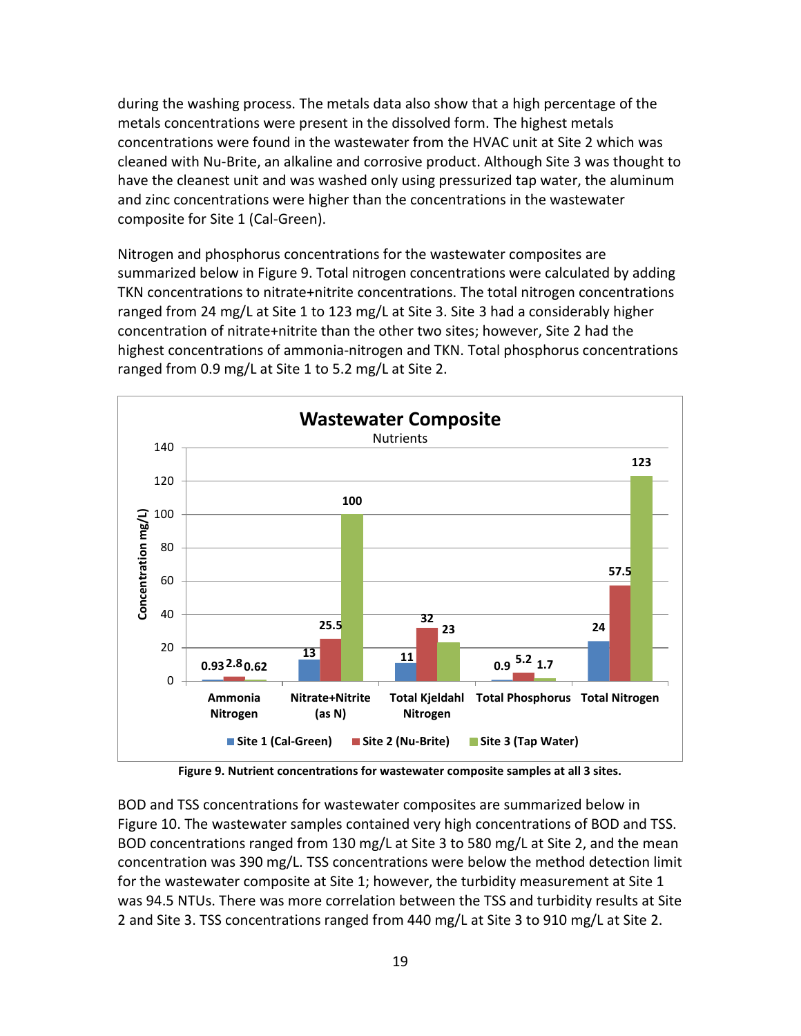during the washing process. The metals data also show that a high percentage of the metals concentrations were present in the dissolved form. The highest metals concentrations were found in the wastewater from the HVAC unit at Site 2 which was cleaned with Nu-Brite, an alkaline and corrosive product. Although Site 3 was thought to have the cleanest unit and was washed only using pressurized tap water, the aluminum and zinc concentrations were higher than the concentrations in the wastewater composite for Site 1 (Cal-Green).

Nitrogen and phosphorus concentrations for the wastewater composites are summarized below in Figure 9. Total nitrogen concentrations were calculated by adding TKN concentrations to nitrate+nitrite concentrations. The total nitrogen concentrations ranged from 24 mg/L at Site 1 to 123 mg/L at Site 3. Site 3 had a considerably higher concentration of nitrate+nitrite than the other two sites; however, Site 2 had the highest concentrations of ammonia-nitrogen and TKN. Total phosphorus concentrations ranged from 0.9 mg/L at Site 1 to 5.2 mg/L at Site 2.

Wastewater Composite
Nutrients
Concentration mg/L)
0 20 40 60 80 100 120 140
Ammonia Nitrogen: 0.93 2.8 0.62
Nitrate+Nitrite (as N): 13 25.5 100
Total Kjeldahl Nitrogen: 11 32 23
Total Phosphorus: 0.9 5.2 1.7
Total Nitrogen: 24 57.5 123
Site 1 (Cal-Green) Site 2 (Nu-Brite) Site 3 (Tap Water)

**Figure 9. Nutrient concentrations for wastewater composite samples at all 3 sites.**

BOD and TSS concentrations for wastewater composites are summarized below in Figure 10. The wastewater samples contained very high concentrations of BOD and TSS. BOD concentrations ranged from 130 mg/L at Site 3 to 580 mg/L at Site 2, and the mean concentration was 390 mg/L. TSS concentrations were below the method detection limit for the wastewater composite at Site 1; however, the turbidity measurement at Site 1 was 94.5 NTUs. There was more correlation between the TSS and turbidity results at Site 2 and Site 3. TSS concentrations ranged from 440 mg/L at Site 3 to 910 mg/L at Site 2.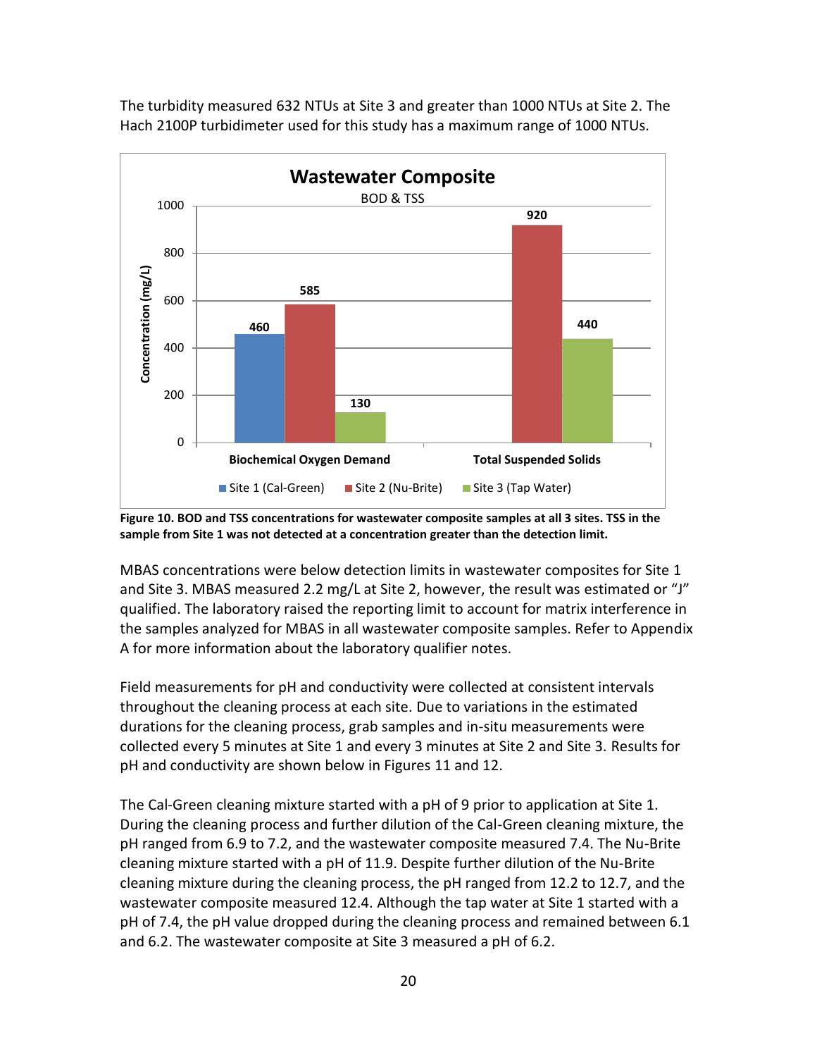The turbidity measured 632 NTUs at Site 3 and greater than 1000 NTUs at Site 2. The Hach 2100P turbidimeter used for this study has a maximum range of 1000 NTUs.

Wastewater Composite

BOD & TSS

Concentration (mg/L)

1000
800
600
400
200
0

460
585
130
920
440

Biochemical Oxygen Demand
Total Suspended Solids

Site 1 (Cal-Green)
Site 2 (Nu-Brite)
Site 3 (Tap Water)

**Figure 10. BOD and TSS concentrations for wastewater composite samples at all 3 sites. TSS in the sample from Site 1 was not detected at a concentration greater than the detection limit.**

MBAS concentrations were below detection limits in wastewater composites for Site 1 and Site 3. MBAS measured 2.2 mg/L at Site 2, however, the result was estimated or "J" qualified. The laboratory raised the reporting limit to account for matrix interference in the samples analyzed for MBAS in all wastewater composite samples. Refer to Appendix A for more information about the laboratory qualifier notes.

Field measurements for pH and conductivity were collected at consistent intervals throughout the cleaning process at each site. Due to variations in the estimated durations for the cleaning process, grab samples and in-situ measurements were collected every 5 minutes at Site 1 and every 3 minutes at Site 2 and Site 3. Results for pH and conductivity are shown below in Figures 11 and 12.

The Cal-Green cleaning mixture started with a pH of 9 prior to application at Site 1. During the cleaning process and further dilution of the Cal-Green cleaning mixture, the pH ranged from 6.9 to 7.2, and the wastewater composite measured 7.4. The Nu-Brite cleaning mixture started with a pH of 11.9. Despite further dilution of the Nu-Brite cleaning mixture during the cleaning process, the pH ranged from 12.2 to 12.7, and the wastewater composite measured 12.4. Although the tap water at Site 1 started with a pH of 7.4, the pH value dropped during the cleaning process and remained between 6.1 and 6.2. The wastewater composite at Site 3 measured a pH of 6.2.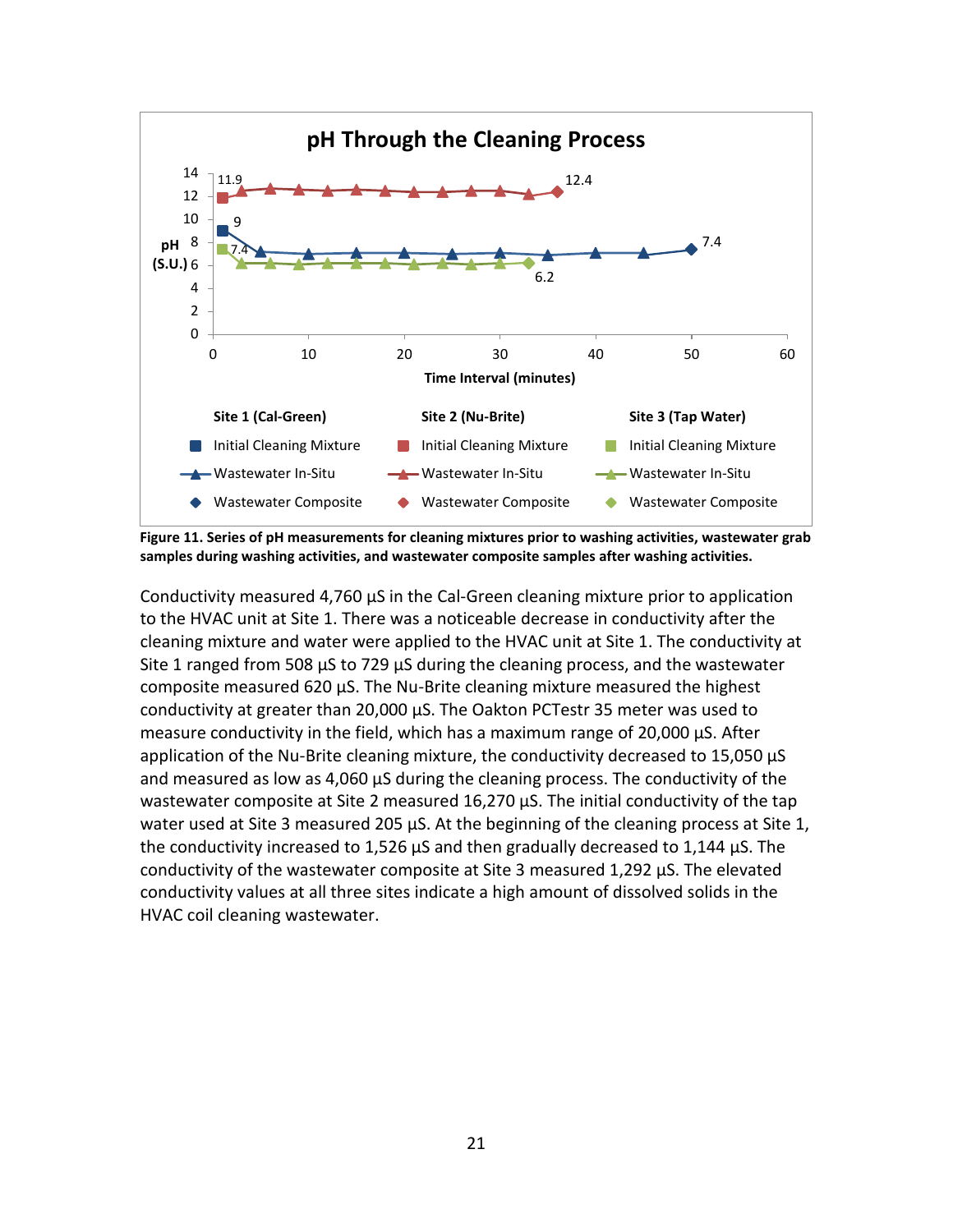**Figure 11. Series of pH measurements for cleaning mixtures prior to washing activities, wastewater grab samples during washing activities, and wastewater composite samples after washing activities.**

Conductivity measured 4,760 µS in the Cal-Green cleaning mixture prior to application to the HVAC unit at Site 1. There was a noticeable decrease in conductivity after the cleaning mixture and water were applied to the HVAC unit at Site 1. The conductivity at Site 1 ranged from 508 µS to 729 µS during the cleaning process, and the wastewater composite measured 620 µS. The Nu-Brite cleaning mixture measured the highest conductivity at greater than 20,000 µS. The Oakton PCTestr 35 meter was used to measure conductivity in the field, which has a maximum range of 20,000 µS. After application of the Nu-Brite cleaning mixture, the conductivity decreased to 15,050 µS and measured as low as 4,060 µS during the cleaning process. The conductivity of the wastewater composite at Site 2 measured 16,270 µS. The initial conductivity of the tap water used at Site 3 measured 205 µS. At the beginning of the cleaning process at Site 1, the conductivity increased to 1,526 µS and then gradually decreased to 1,144 µS. The conductivity of the wastewater composite at Site 3 measured 1,292 µS. The elevated conductivity values at all three sites indicate a high amount of dissolved solids in the HVAC coil cleaning wastewater.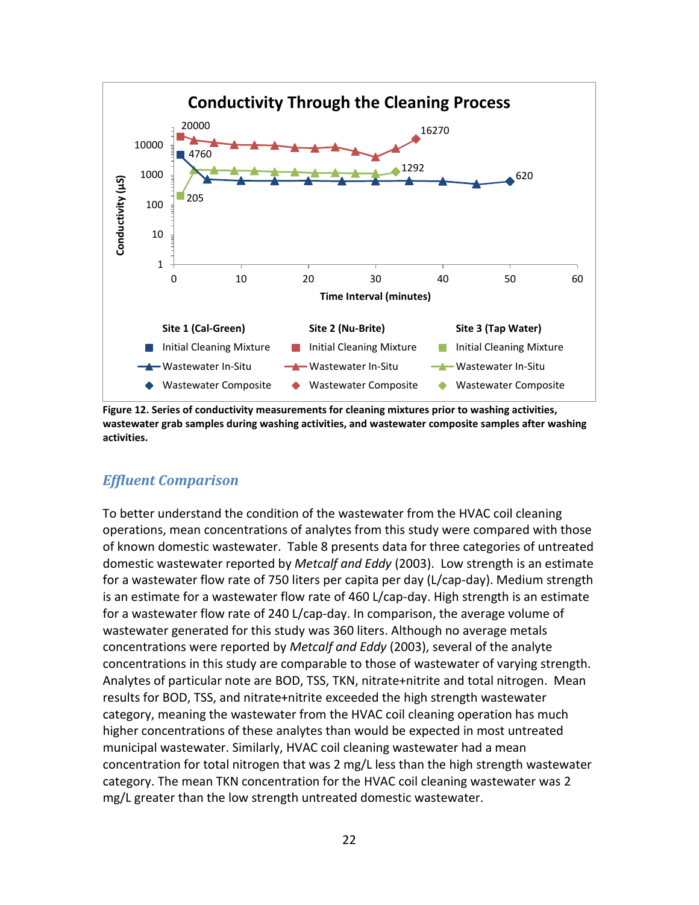Conductivity Through the Cleaning Process

Conductivity (µS)

10000
1000
100
10
1

0 10 20 30 40 50 60

Time Interval (minutes)

20000
4760
205
16270
1292
620

Site 1 (Cal-Green)
Initial Cleaning Mixture
Wastewater In-Situ
Wastewater Composite

Site 2 (Nu-Brite)
Initial Cleaning Mixture
Wastewater In-Situ
Wastewater Composite

Site 3 (Tap Water)
Initial Cleaning Mixture
Wastewater In-Situ
Wastewater Composite

**Figure 12. Series of conductivity measurements for cleaning mixtures prior to washing activities, wastewater grab samples during washing activities, and wastewater composite samples after washing activities.**

## *Effluent Comparison*

To better understand the condition of the wastewater from the HVAC coil cleaning operations, mean concentrations of analytes from this study were compared with those of known domestic wastewater. Table 8 presents data for three categories of untreated domestic wastewater reported by *Metcalf and Eddy* (2003). Low strength is an estimate for a wastewater flow rate of 750 liters per capita per day (L/cap-day). Medium strength is an estimate for a wastewater flow rate of 460 L/cap-day. High strength is an estimate for a wastewater flow rate of 240 L/cap-day. In comparison, the average volume of wastewater generated for this study was 360 liters. Although no average metals concentrations were reported by *Metcalf and Eddy* (2003), several of the analyte concentrations in this study are comparable to those of wastewater of varying strength. Analytes of particular note are BOD, TSS, TKN, nitrate+nitrite and total nitrogen. Mean results for BOD, TSS, and nitrate+nitrite exceeded the high strength wastewater category, meaning the wastewater from the HVAC coil cleaning operation has much higher concentrations of these analytes than would be expected in most untreated municipal wastewater. Similarly, HVAC coil cleaning wastewater had a mean concentration for total nitrogen that was 2 mg/L less than the high strength wastewater category. The mean TKN concentration for the HVAC coil cleaning wastewater was 2 mg/L greater than the low strength untreated domestic wastewater.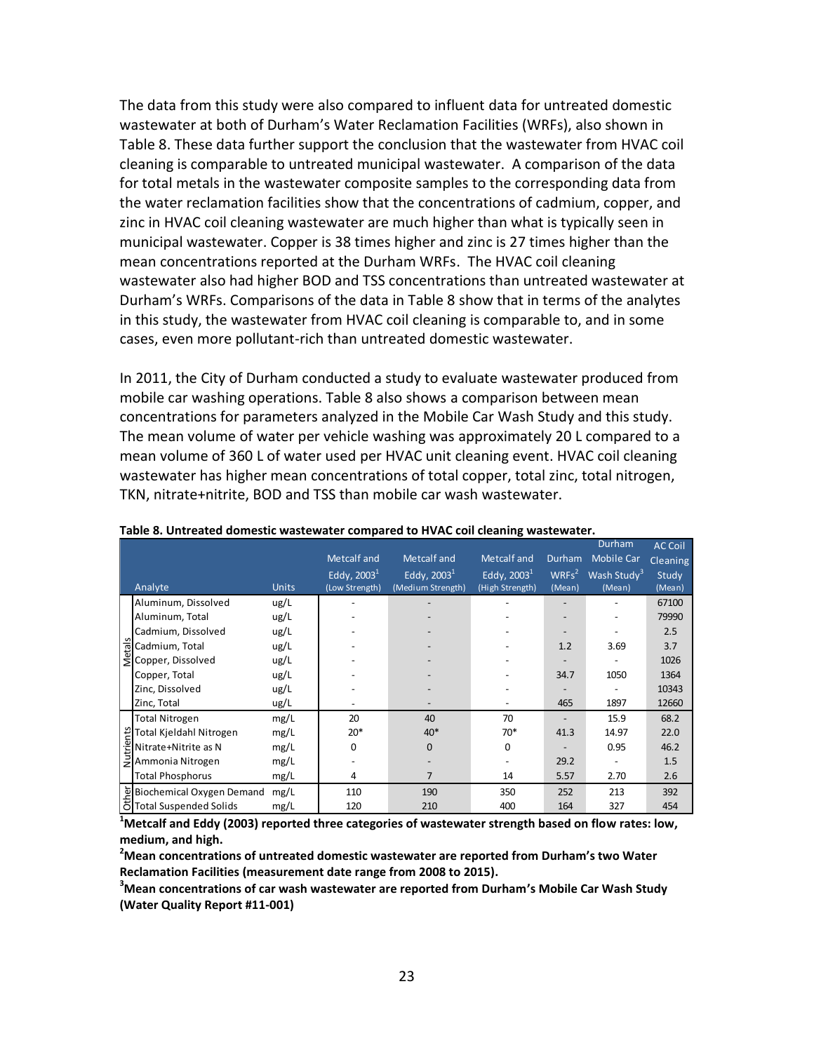The data from this study were also compared to influent data for untreated domestic wastewater at both of Durham's Water Reclamation Facilities (WRFs), also shown in Table 8. These data further support the conclusion that the wastewater from HVAC coil cleaning is comparable to untreated municipal wastewater. A comparison of the data for total metals in the wastewater composite samples to the corresponding data from the water reclamation facilities show that the concentrations of cadmium, copper, and zinc in HVAC coil cleaning wastewater are much higher than what is typically seen in municipal wastewater. Copper is 38 times higher and zinc is 27 times higher than the mean concentrations reported at the Durham WRFs. The HVAC coil cleaning wastewater also had higher BOD and TSS concentrations than untreated wastewater at Durham's WRFs. Comparisons of the data in Table 8 show that in terms of the analytes in this study, the wastewater from HVAC coil cleaning is comparable to, and in some cases, even more pollutant-rich than untreated domestic wastewater.

In 2011, the City of Durham conducted a study to evaluate wastewater produced from mobile car washing operations. Table 8 also shows a comparison between mean concentrations for parameters analyzed in the Mobile Car Wash Study and this study. The mean volume of water per vehicle washing was approximately 20 L compared to a mean volume of 360 L of water used per HVAC unit cleaning event. HVAC coil cleaning wastewater has higher mean concentrations of total copper, total zinc, total nitrogen, TKN, nitrate+nitrite, BOD and TSS than mobile car wash wastewater.

**Table 8. Untreated domestic wastewater compared to HVAC coil cleaning wastewater.**

| | Analyte | Units | Metcalf and Eddy, 2003[1] (Low Strength) | Metcalf and Eddy, 2003[1] (Medium Strength) | Metcalf and Eddy, 2003[1] (High Strength) | Durham WRFs[2] (Mean) | Durham Mobile Car Wash Study[3] (Mean) | AC Coil Cleaning Study (Mean) |
|---|---|---|---|---|---|---|---|---|
| Metals | Aluminum, Dissolved | ug/L | - | - | - | - | - | 67100 |
| | Aluminum, Total | ug/L | - | - | - | - | - | 79990 |
| | Cadmium, Dissolved | ug/L | - | - | - | - | - | 2.5 |
| | Cadmium, Total | ug/L | - | - | - | 1.2 | 3.69 | 3.7 |
| | Copper, Dissolved | ug/L | - | - | - | - | - | 1026 |
| | Copper, Total | ug/L | - | - | - | 34.7 | 1050 | 1364 |
| | Zinc, Dissolved | ug/L | - | - | - | - | - | 10343 |
| | Zinc, Total | ug/L | - | - | - | 465 | 1897 | 12660 |
| Nutrients | Total Nitrogen | mg/L | 20 | 40 | 70 | - | 15.9 | 68.2 |
| | Total Kjeldahl Nitrogen | mg/L | 20* | 40* | 70* | 41.3 | 14.97 | 22.0 |
| | Nitrate+Nitrite as N | mg/L | 0 | 0 | 0 | - | 0.95 | 46.2 |
| | Ammonia Nitrogen | mg/L | - | - | - | 29.2 | - | 1.5 |
| | Total Phosphorus | mg/L | 4 | 7 | 14 | 5.57 | 2.70 | 2.6 |
| Other | Biochemical Oxygen Demand | mg/L | 110 | 190 | 350 | 252 | 213 | 392 |
| | Total Suspended Solids | mg/L | 120 | 210 | 400 | 164 | 327 | 454 |

**[1]Metcalf and Eddy (2003) reported three categories of wastewater strength based on flow rates: low, medium, and high.**

**[2]Mean concentrations of untreated domestic wastewater are reported from Durham's two Water Reclamation Facilities (measurement date range from 2008 to 2015).**

**[3]Mean concentrations of car wash wastewater are reported from Durham's Mobile Car Wash Study (Water Quality Report #11-001)**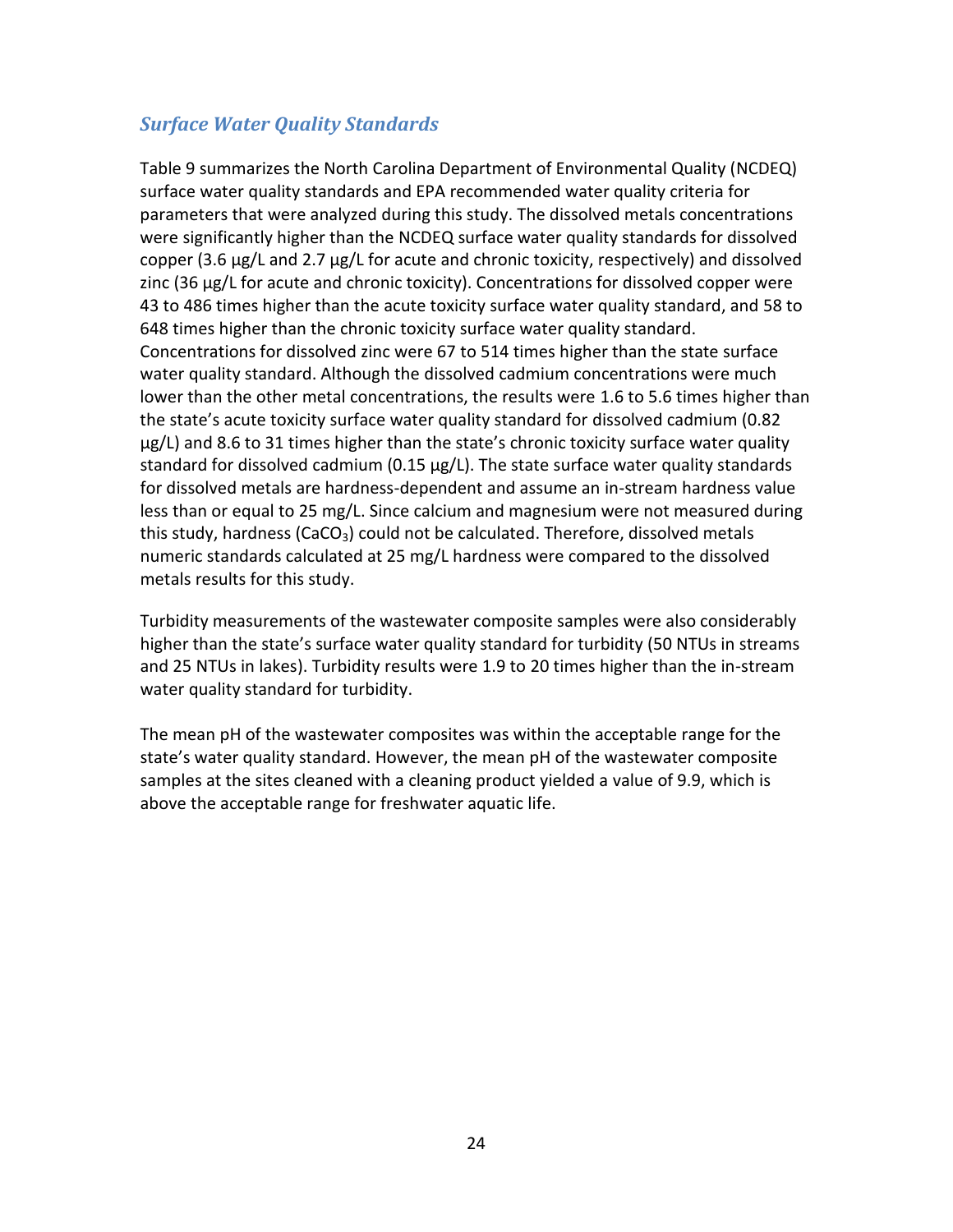## *Surface Water Quality Standards*

Table 9 summarizes the North Carolina Department of Environmental Quality (NCDEQ) surface water quality standards and EPA recommended water quality criteria for parameters that were analyzed during this study. The dissolved metals concentrations were significantly higher than the NCDEQ surface water quality standards for dissolved copper (3.6 µg/L and 2.7 µg/L for acute and chronic toxicity, respectively) and dissolved zinc (36 µg/L for acute and chronic toxicity). Concentrations for dissolved copper were 43 to 486 times higher than the acute toxicity surface water quality standard, and 58 to 648 times higher than the chronic toxicity surface water quality standard. Concentrations for dissolved zinc were 67 to 514 times higher than the state surface water quality standard. Although the dissolved cadmium concentrations were much lower than the other metal concentrations, the results were 1.6 to 5.6 times higher than the state's acute toxicity surface water quality standard for dissolved cadmium (0.82 µg/L) and 8.6 to 31 times higher than the state's chronic toxicity surface water quality standard for dissolved cadmium (0.15 µg/L). The state surface water quality standards for dissolved metals are hardness-dependent and assume an in-stream hardness value less than or equal to 25 mg/L. Since calcium and magnesium were not measured during this study, hardness ($CaCO_3$) could not be calculated. Therefore, dissolved metals numeric standards calculated at 25 mg/L hardness were compared to the dissolved metals results for this study.

Turbidity measurements of the wastewater composite samples were also considerably higher than the state's surface water quality standard for turbidity (50 NTUs in streams and 25 NTUs in lakes). Turbidity results were 1.9 to 20 times higher than the in-stream water quality standard for turbidity.

The mean pH of the wastewater composites was within the acceptable range for the state's water quality standard. However, the mean pH of the wastewater composite samples at the sites cleaned with a cleaning product yielded a value of 9.9, which is above the acceptable range for freshwater aquatic life.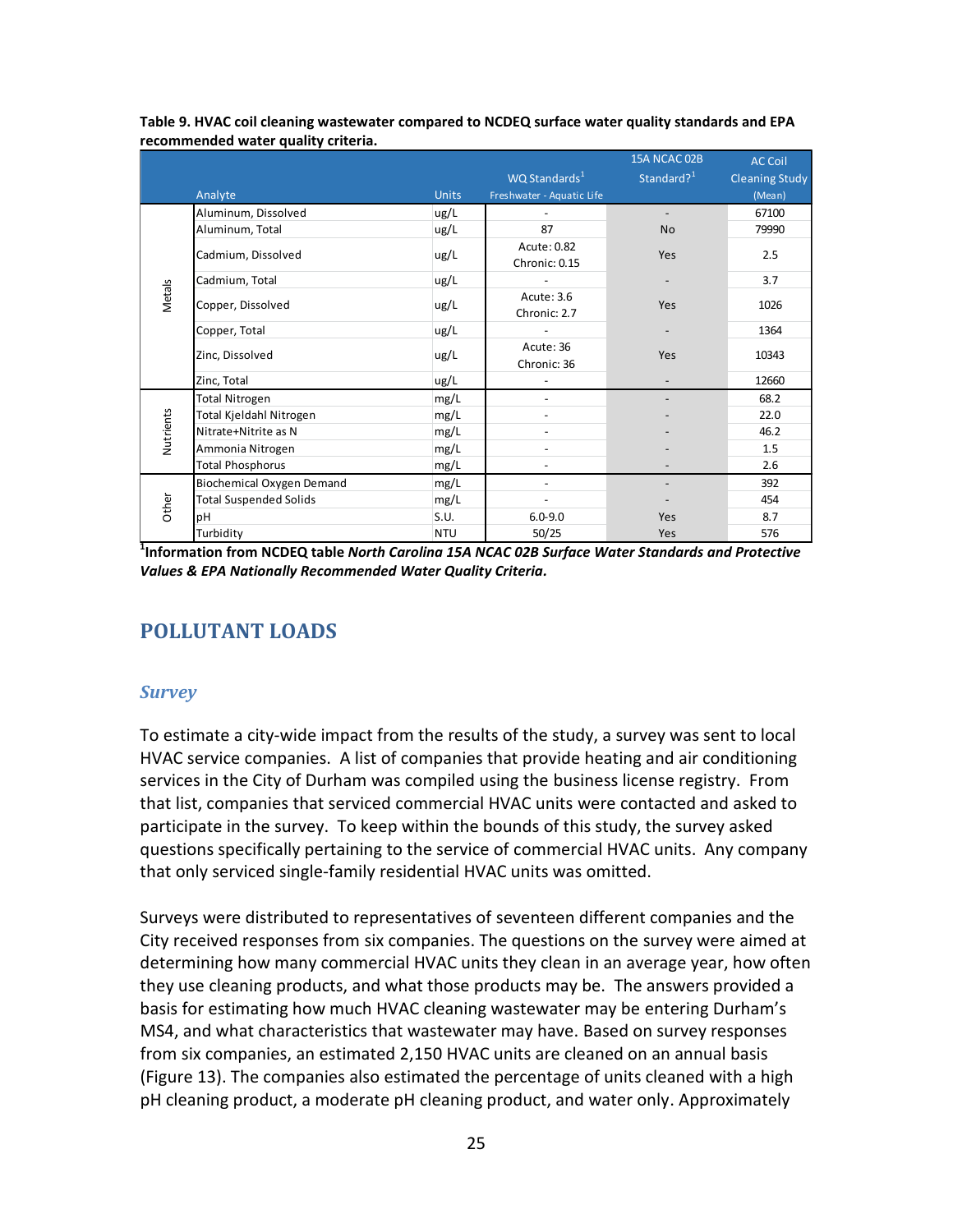**Table 9. HVAC coil cleaning wastewater compared to NCDEQ surface water quality standards and EPA recommended water quality criteria.**

| | Analyte | Units | WQ Standards[1] Freshwater - Aquatic Life | 15A NCAC 02B Standard?[1] | AC Coil Cleaning Study (Mean) |
|---|---|---|---|---|---|
| Metals | Aluminum, Dissolved | ug/L | - | - | 67100 |
| | Aluminum, Total | ug/L | 87 | No | 79990 |
| | Cadmium, Dissolved | ug/L | Acute: 0.82 Chronic: 0.15 | Yes | 2.5 |
| | Cadmium, Total | ug/L | - | - | 3.7 |
| | Copper, Dissolved | ug/L | Acute: 3.6 Chronic: 2.7 | Yes | 1026 |
| | Copper, Total | ug/L | - | - | 1364 |
| | Zinc, Dissolved | ug/L | Acute: 36 Chronic: 36 | Yes | 10343 |
| | Zinc, Total | ug/L | - | - | 12660 |
| Nutrients | Total Nitrogen | mg/L | - | - | 68.2 |
| | Total Kjeldahl Nitrogen | mg/L | - | - | 22.0 |
| | Nitrate+Nitrite as N | mg/L | - | - | 46.2 |
| | Ammonia Nitrogen | mg/L | - | - | 1.5 |
| | Total Phosphorus | mg/L | - | - | 2.6 |
| Other | Biochemical Oxygen Demand | mg/L | - | - | 392 |
| | Total Suspended Solids | mg/L | - | - | 454 |
| | pH | S.U. | 6.0-9.0 | Yes | 8.7 |
| | Turbidity | NTU | 50/25 | Yes | 576 |

[1]**Information from NCDEQ table *North Carolina 15A NCAC 02B Surface Water Standards and Protective Values & EPA Nationally Recommended Water Quality Criteria.***

## POLLUTANT LOADS

### *Survey*

To estimate a city-wide impact from the results of the study, a survey was sent to local HVAC service companies. A list of companies that provide heating and air conditioning services in the City of Durham was compiled using the business license registry. From that list, companies that serviced commercial HVAC units were contacted and asked to participate in the survey. To keep within the bounds of this study, the survey asked questions specifically pertaining to the service of commercial HVAC units. Any company that only serviced single-family residential HVAC units was omitted.

Surveys were distributed to representatives of seventeen different companies and the City received responses from six companies. The questions on the survey were aimed at determining how many commercial HVAC units they clean in an average year, how often they use cleaning products, and what those products may be. The answers provided a basis for estimating how much HVAC cleaning wastewater may be entering Durham's MS4, and what characteristics that wastewater may have. Based on survey responses from six companies, an estimated 2,150 HVAC units are cleaned on an annual basis (Figure 13). The companies also estimated the percentage of units cleaned with a high pH cleaning product, a moderate pH cleaning product, and water only. Approximately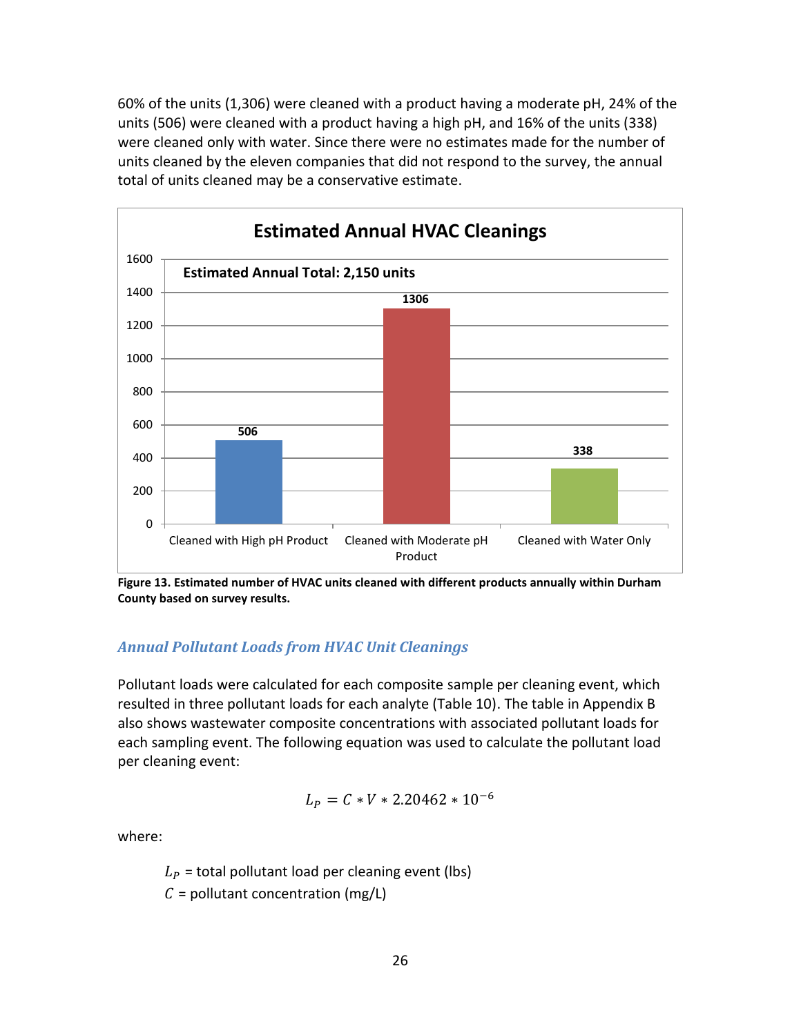60% of the units (1,306) were cleaned with a product having a moderate pH, 24% of the units (506) were cleaned with a product having a high pH, and 16% of the units (338) were cleaned only with water. Since there were no estimates made for the number of units cleaned by the eleven companies that did not respond to the survey, the annual total of units cleaned may be a conservative estimate.

Estimated Annual HVAC Cleanings

Estimated Annual Total: 2,150 units

1600
1400
1200
1000
800
600
400
200
0

506
1306
338

Cleaned with High pH Product
Cleaned with Moderate pH Product
Cleaned with Water Only

**Figure 13. Estimated number of HVAC units cleaned with different products annually within Durham County based on survey results.**

## *Annual Pollutant Loads from HVAC Unit Cleanings*

Pollutant loads were calculated for each composite sample per cleaning event, which resulted in three pollutant loads for each analyte (Table 10). The table in Appendix B also shows wastewater composite concentrations with associated pollutant loads for each sampling event. The following equation was used to calculate the pollutant load per cleaning event:

$$L_P = C * V * 2.20462 * 10^{-6}$$

where:

$L_P$ = total pollutant load per cleaning event (lbs)
$C$ = pollutant concentration (mg/L)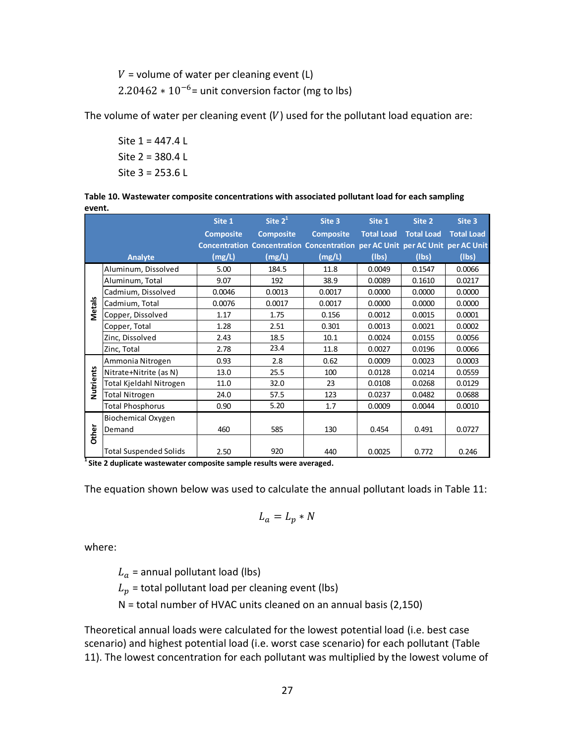$V$ = volume of water per cleaning event (L)

$2.20462 * 10^{-6}$= unit conversion factor (mg to lbs)

The volume of water per cleaning event ($V$) used for the pollutant load equation are:

Site 1 = 447.4 L

Site 2 = 380.4 L

Site 3 = 253.6 L

**Table 10. Wastewater composite concentrations with associated pollutant load for each sampling event.**

| | Analyte | Site 1 Composite Concentration (mg/L) | Site 2[1] Composite Concentration (mg/L) | Site 3 Composite Concentration (mg/L) | Site 1 Total Load per AC Unit (lbs) | Site 2 Total Load per AC Unit (lbs) | Site 3 Total Load per AC Unit (lbs) |
|---|---|---|---|---|---|---|---|
| Metals | Aluminum, Dissolved | 5.00 | 184.5 | 11.8 | 0.0049 | 0.1547 | 0.0066 |
| | Aluminum, Total | 9.07 | 192 | 38.9 | 0.0089 | 0.1610 | 0.0217 |
| | Cadmium, Dissolved | 0.0046 | 0.0013 | 0.0017 | 0.0000 | 0.0000 | 0.0000 |
| | Cadmium, Total | 0.0076 | 0.0017 | 0.0017 | 0.0000 | 0.0000 | 0.0000 |
| | Copper, Dissolved | 1.17 | 1.75 | 0.156 | 0.0012 | 0.0015 | 0.0001 |
| | Copper, Total | 1.28 | 2.51 | 0.301 | 0.0013 | 0.0021 | 0.0002 |
| | Zinc, Dissolved | 2.43 | 18.5 | 10.1 | 0.0024 | 0.0155 | 0.0056 |
| | Zinc, Total | 2.78 | 23.4 | 11.8 | 0.0027 | 0.0196 | 0.0066 |
| Nutrients | Ammonia Nitrogen | 0.93 | 2.8 | 0.62 | 0.0009 | 0.0023 | 0.0003 |
| | Nitrate+Nitrite (as N) | 13.0 | 25.5 | 100 | 0.0128 | 0.0214 | 0.0559 |
| | Total Kjeldahl Nitrogen | 11.0 | 32.0 | 23 | 0.0108 | 0.0268 | 0.0129 |
| | Total Nitrogen | 24.0 | 57.5 | 123 | 0.0237 | 0.0482 | 0.0688 |
| | Total Phosphorus | 0.90 | 5.20 | 1.7 | 0.0009 | 0.0044 | 0.0010 |
| Other | Biochemical Oxygen Demand | 460 | 585 | 130 | 0.454 | 0.491 | 0.0727 |
| | Total Suspended Solids | 2.50 | 920 | 440 | 0.0025 | 0.772 | 0.246 |

[1] **Site 2 duplicate wastewater composite sample results were averaged.**

The equation shown below was used to calculate the annual pollutant loads in Table 11:

$$L_a = L_p * N$$

where:

$L_a$ = annual pollutant load (lbs)

$L_p$ = total pollutant load per cleaning event (lbs)

N = total number of HVAC units cleaned on an annual basis (2,150)

Theoretical annual loads were calculated for the lowest potential load (i.e. best case scenario) and highest potential load (i.e. worst case scenario) for each pollutant (Table 11). The lowest concentration for each pollutant was multiplied by the lowest volume of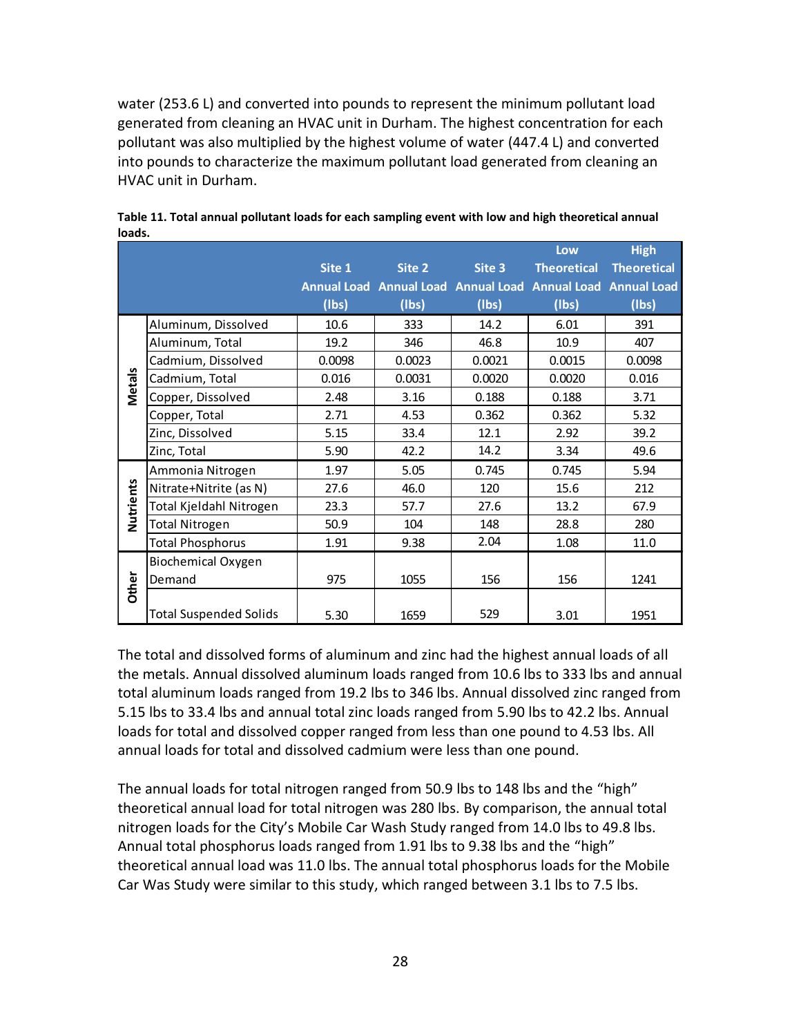water (253.6 L) and converted into pounds to represent the minimum pollutant load generated from cleaning an HVAC unit in Durham. The highest concentration for each pollutant was also multiplied by the highest volume of water (447.4 L) and converted into pounds to characterize the maximum pollutant load generated from cleaning an HVAC unit in Durham.

**Table 11. Total annual pollutant loads for each sampling event with low and high theoretical annual loads.**

| | | Site 1 Annual Load (lbs) | Site 2 Annual Load (lbs) | Site 3 Annual Load (lbs) | Low Theoretical Annual Load (lbs) | High Theoretical Annual Load (lbs) |
|---|---|---|---|---|---|---|
| Metals | Aluminum, Dissolved | 10.6 | 333 | 14.2 | 6.01 | 391 |
| | Aluminum, Total | 19.2 | 346 | 46.8 | 10.9 | 407 |
| | Cadmium, Dissolved | 0.0098 | 0.0023 | 0.0021 | 0.0015 | 0.0098 |
| | Cadmium, Total | 0.016 | 0.0031 | 0.0020 | 0.0020 | 0.016 |
| | Copper, Dissolved | 2.48 | 3.16 | 0.188 | 0.188 | 3.71 |
| | Copper, Total | 2.71 | 4.53 | 0.362 | 0.362 | 5.32 |
| | Zinc, Dissolved | 5.15 | 33.4 | 12.1 | 2.92 | 39.2 |
| | Zinc, Total | 5.90 | 42.2 | 14.2 | 3.34 | 49.6 |
| Nutrients | Ammonia Nitrogen | 1.97 | 5.05 | 0.745 | 0.745 | 5.94 |
| | Nitrate+Nitrite (as N) | 27.6 | 46.0 | 120 | 15.6 | 212 |
| | Total Kjeldahl Nitrogen | 23.3 | 57.7 | 27.6 | 13.2 | 67.9 |
| | Total Nitrogen | 50.9 | 104 | 148 | 28.8 | 280 |
| | Total Phosphorus | 1.91 | 9.38 | 2.04 | 1.08 | 11.0 |
| Other | Biochemical Oxygen Demand | 975 | 1055 | 156 | 156 | 1241 |
| | Total Suspended Solids | 5.30 | 1659 | 529 | 3.01 | 1951 |

The total and dissolved forms of aluminum and zinc had the highest annual loads of all the metals. Annual dissolved aluminum loads ranged from 10.6 lbs to 333 lbs and annual total aluminum loads ranged from 19.2 lbs to 346 lbs. Annual dissolved zinc ranged from 5.15 lbs to 33.4 lbs and annual total zinc loads ranged from 5.90 lbs to 42.2 lbs. Annual loads for total and dissolved copper ranged from less than one pound to 4.53 lbs. All annual loads for total and dissolved cadmium were less than one pound.

The annual loads for total nitrogen ranged from 50.9 lbs to 148 lbs and the "high" theoretical annual load for total nitrogen was 280 lbs. By comparison, the annual total nitrogen loads for the City's Mobile Car Wash Study ranged from 14.0 lbs to 49.8 lbs. Annual total phosphorus loads ranged from 1.91 lbs to 9.38 lbs and the "high" theoretical annual load was 11.0 lbs. The annual total phosphorus loads for the Mobile Car Was Study were similar to this study, which ranged between 3.1 lbs to 7.5 lbs.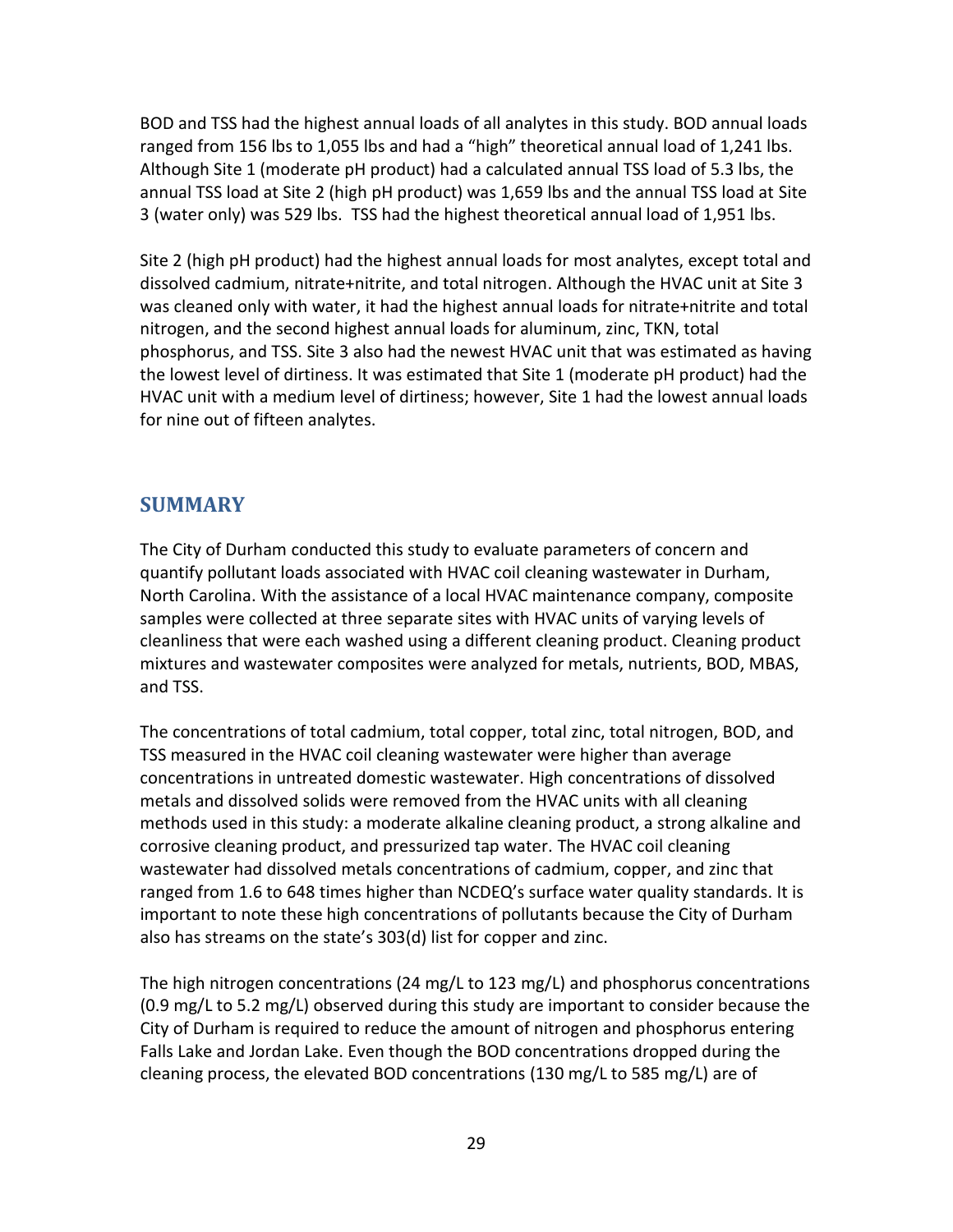BOD and TSS had the highest annual loads of all analytes in this study. BOD annual loads ranged from 156 lbs to 1,055 lbs and had a "high" theoretical annual load of 1,241 lbs. Although Site 1 (moderate pH product) had a calculated annual TSS load of 5.3 lbs, the annual TSS load at Site 2 (high pH product) was 1,659 lbs and the annual TSS load at Site 3 (water only) was 529 lbs. TSS had the highest theoretical annual load of 1,951 lbs.

Site 2 (high pH product) had the highest annual loads for most analytes, except total and dissolved cadmium, nitrate+nitrite, and total nitrogen. Although the HVAC unit at Site 3 was cleaned only with water, it had the highest annual loads for nitrate+nitrite and total nitrogen, and the second highest annual loads for aluminum, zinc, TKN, total phosphorus, and TSS. Site 3 also had the newest HVAC unit that was estimated as having the lowest level of dirtiness. It was estimated that Site 1 (moderate pH product) had the HVAC unit with a medium level of dirtiness; however, Site 1 had the lowest annual loads for nine out of fifteen analytes.

## SUMMARY

The City of Durham conducted this study to evaluate parameters of concern and quantify pollutant loads associated with HVAC coil cleaning wastewater in Durham, North Carolina. With the assistance of a local HVAC maintenance company, composite samples were collected at three separate sites with HVAC units of varying levels of cleanliness that were each washed using a different cleaning product. Cleaning product mixtures and wastewater composites were analyzed for metals, nutrients, BOD, MBAS, and TSS.

The concentrations of total cadmium, total copper, total zinc, total nitrogen, BOD, and TSS measured in the HVAC coil cleaning wastewater were higher than average concentrations in untreated domestic wastewater. High concentrations of dissolved metals and dissolved solids were removed from the HVAC units with all cleaning methods used in this study: a moderate alkaline cleaning product, a strong alkaline and corrosive cleaning product, and pressurized tap water. The HVAC coil cleaning wastewater had dissolved metals concentrations of cadmium, copper, and zinc that ranged from 1.6 to 648 times higher than NCDEQ's surface water quality standards. It is important to note these high concentrations of pollutants because the City of Durham also has streams on the state's 303(d) list for copper and zinc.

The high nitrogen concentrations (24 mg/L to 123 mg/L) and phosphorus concentrations (0.9 mg/L to 5.2 mg/L) observed during this study are important to consider because the City of Durham is required to reduce the amount of nitrogen and phosphorus entering Falls Lake and Jordan Lake. Even though the BOD concentrations dropped during the cleaning process, the elevated BOD concentrations (130 mg/L to 585 mg/L) are of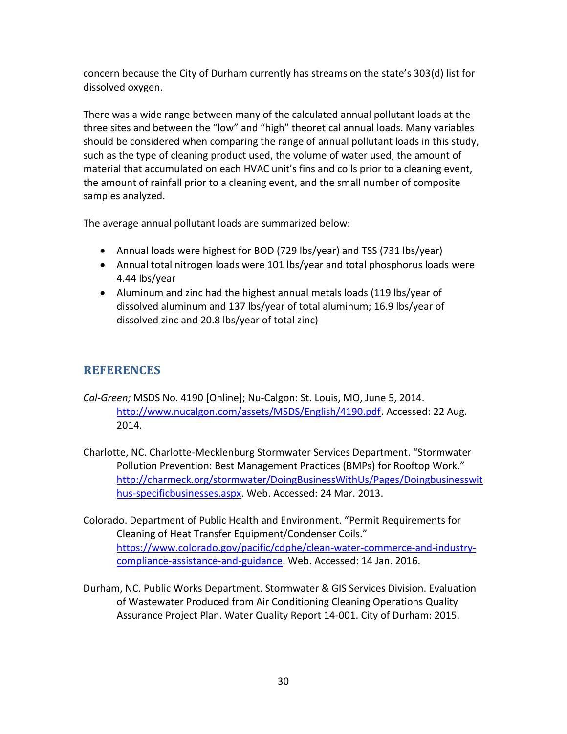concern because the City of Durham currently has streams on the state's 303(d) list for dissolved oxygen.

There was a wide range between many of the calculated annual pollutant loads at the three sites and between the "low" and "high" theoretical annual loads. Many variables should be considered when comparing the range of annual pollutant loads in this study, such as the type of cleaning product used, the volume of water used, the amount of material that accumulated on each HVAC unit's fins and coils prior to a cleaning event, the amount of rainfall prior to a cleaning event, and the small number of composite samples analyzed.

The average annual pollutant loads are summarized below:

- Annual loads were highest for BOD (729 lbs/year) and TSS (731 lbs/year)
- Annual total nitrogen loads were 101 lbs/year and total phosphorus loads were 4.44 lbs/year
- Aluminum and zinc had the highest annual metals loads (119 lbs/year of dissolved aluminum and 137 lbs/year of total aluminum; 16.9 lbs/year of dissolved zinc and 20.8 lbs/year of total zinc)

## REFERENCES

*Cal-Green;* MSDS No. 4190 [Online]; Nu-Calgon: St. Louis, MO, June 5, 2014. http://www.nucalgon.com/assets/MSDS/English/4190.pdf. Accessed: 22 Aug. 2014.

Charlotte, NC. Charlotte-Mecklenburg Stormwater Services Department. "Stormwater Pollution Prevention: Best Management Practices (BMPs) for Rooftop Work." http://charmeck.org/stormwater/DoingBusinessWithUs/Pages/Doingbusinesswithus-specificbusinesses.aspx. Web. Accessed: 24 Mar. 2013.

Colorado. Department of Public Health and Environment. "Permit Requirements for Cleaning of Heat Transfer Equipment/Condenser Coils." https://www.colorado.gov/pacific/cdphe/clean-water-commerce-and-industry-compliance-assistance-and-guidance. Web. Accessed: 14 Jan. 2016.

Durham, NC. Public Works Department. Stormwater & GIS Services Division. Evaluation of Wastewater Produced from Air Conditioning Cleaning Operations Quality Assurance Project Plan. Water Quality Report 14-001. City of Durham: 2015.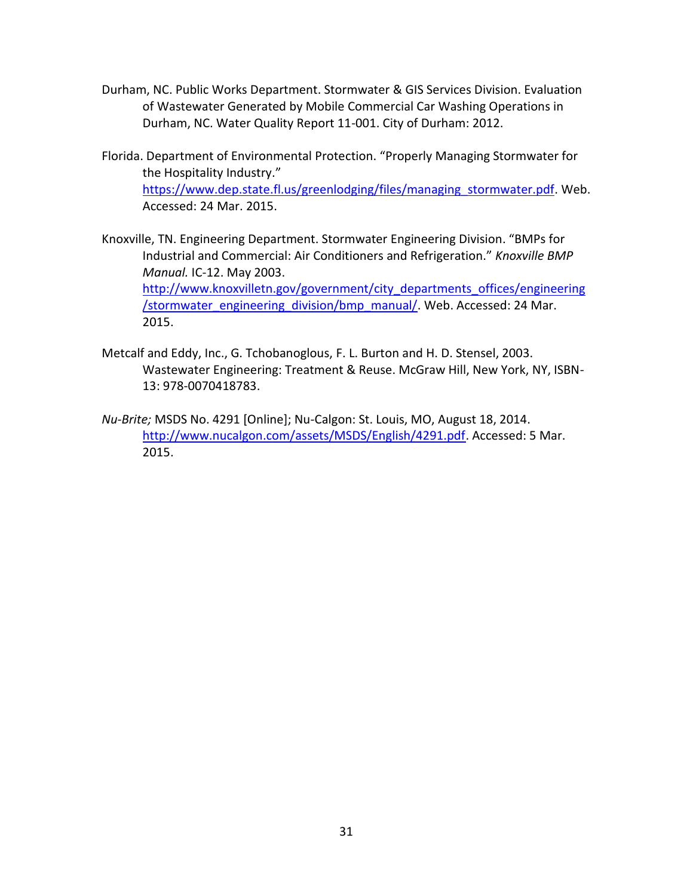Durham, NC. Public Works Department. Stormwater & GIS Services Division. Evaluation of Wastewater Generated by Mobile Commercial Car Washing Operations in Durham, NC. Water Quality Report 11-001. City of Durham: 2012.

Florida. Department of Environmental Protection. "Properly Managing Stormwater for the Hospitality Industry." https://www.dep.state.fl.us/greenlodging/files/managing_stormwater.pdf. Web. Accessed: 24 Mar. 2015.

Knoxville, TN. Engineering Department. Stormwater Engineering Division. "BMPs for Industrial and Commercial: Air Conditioners and Refrigeration." *Knoxville BMP Manual.* IC-12. May 2003. http://www.knoxvilletn.gov/government/city_departments_offices/engineering/stormwater_engineering_division/bmp_manual/. Web. Accessed: 24 Mar. 2015.

Metcalf and Eddy, Inc., G. Tchobanoglous, F. L. Burton and H. D. Stensel, 2003. Wastewater Engineering: Treatment & Reuse. McGraw Hill, New York, NY, ISBN-13: 978-0070418783.

*Nu-Brite;* MSDS No. 4291 [Online]; Nu-Calgon: St. Louis, MO, August 18, 2014. http://www.nucalgon.com/assets/MSDS/English/4291.pdf. Accessed: 5 Mar. 2015.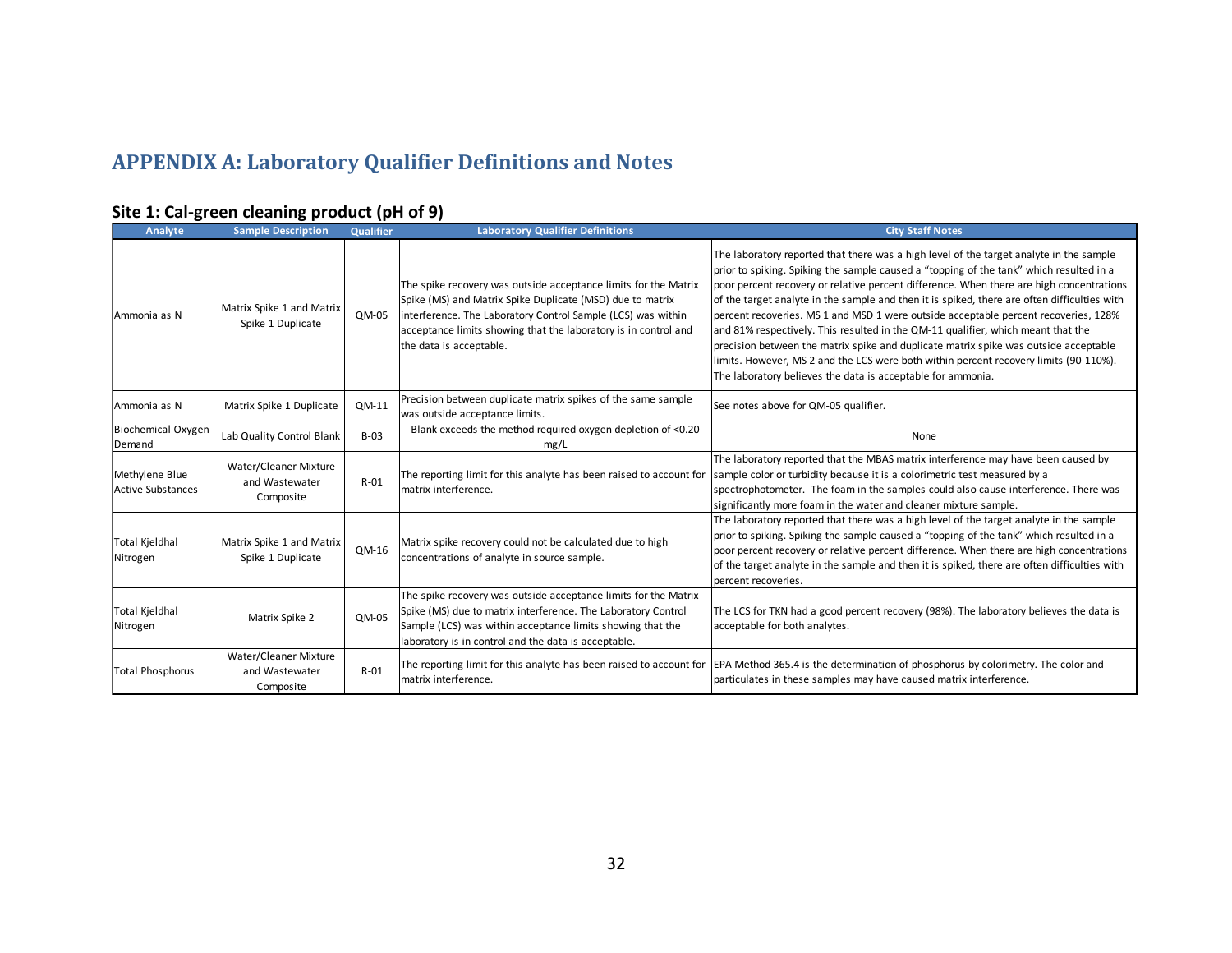# APPENDIX A: Laboratory Qualifier Definitions and Notes

## Site 1: Cal-green cleaning product (pH of 9)

| Analyte | Sample Description | Qualifier | Laboratory Qualifier Definitions | City Staff Notes |
|---|---|---|---|---|
| Ammonia as N | Matrix Spike 1 and Matrix Spike 1 Duplicate | QM-05 | The spike recovery was outside acceptance limits for the Matrix Spike (MS) and Matrix Spike Duplicate (MSD) due to matrix interference. The Laboratory Control Sample (LCS) was within acceptance limits showing that the laboratory is in control and the data is acceptable. | The laboratory reported that there was a high level of the target analyte in the sample prior to spiking. Spiking the sample caused a "topping of the tank" which resulted in a poor percent recovery or relative percent difference. When there are high concentrations of the target analyte in the sample and then it is spiked, there are often difficulties with percent recoveries. MS 1 and MSD 1 were outside acceptable percent recoveries, 128% and 81% respectively. This resulted in the QM-11 qualifier, which meant that the precision between the matrix spike and duplicate matrix spike was outside acceptable limits. However, MS 2 and the LCS were both within percent recovery limits (90-110%). The laboratory believes the data is acceptable for ammonia. |
| Ammonia as N | Matrix Spike 1 Duplicate | QM-11 | Precision between duplicate matrix spikes of the same sample was outside acceptance limits. | See notes above for QM-05 qualifier. |
| Biochemical Oxygen Demand | Lab Quality Control Blank | B-03 | Blank exceeds the method required oxygen depletion of <0.20 mg/L | None |
| Methylene Blue Active Substances | Water/Cleaner Mixture and Wastewater Composite | R-01 | The reporting limit for this analyte has been raised to account for matrix interference. | The laboratory reported that the MBAS matrix interference may have been caused by sample color or turbidity because it is a colorimetric test measured by a spectrophotometer. The foam in the samples could also cause interference. There was significantly more foam in the water and cleaner mixture sample. |
| Total Kjeldhal Nitrogen | Matrix Spike 1 and Matrix Spike 1 Duplicate | QM-16 | Matrix spike recovery could not be calculated due to high concentrations of analyte in source sample. | The laboratory reported that there was a high level of the target analyte in the sample prior to spiking. Spiking the sample caused a "topping of the tank" which resulted in a poor percent recovery or relative percent difference. When there are high concentrations of the target analyte in the sample and then it is spiked, there are often difficulties with percent recoveries. |
| Total Kjeldhal Nitrogen | Matrix Spike 2 | QM-05 | The spike recovery was outside acceptance limits for the Matrix Spike (MS) due to matrix interference. The Laboratory Control Sample (LCS) was within acceptance limits showing that the laboratory is in control and the data is acceptable. | The LCS for TKN had a good percent recovery (98%). The laboratory believes the data is acceptable for both analytes. |
| Total Phosphorus | Water/Cleaner Mixture and Wastewater Composite | R-01 | The reporting limit for this analyte has been raised to account for matrix interference. | EPA Method 365.4 is the determination of phosphorus by colorimetry. The color and particulates in these samples may have caused matrix interference. |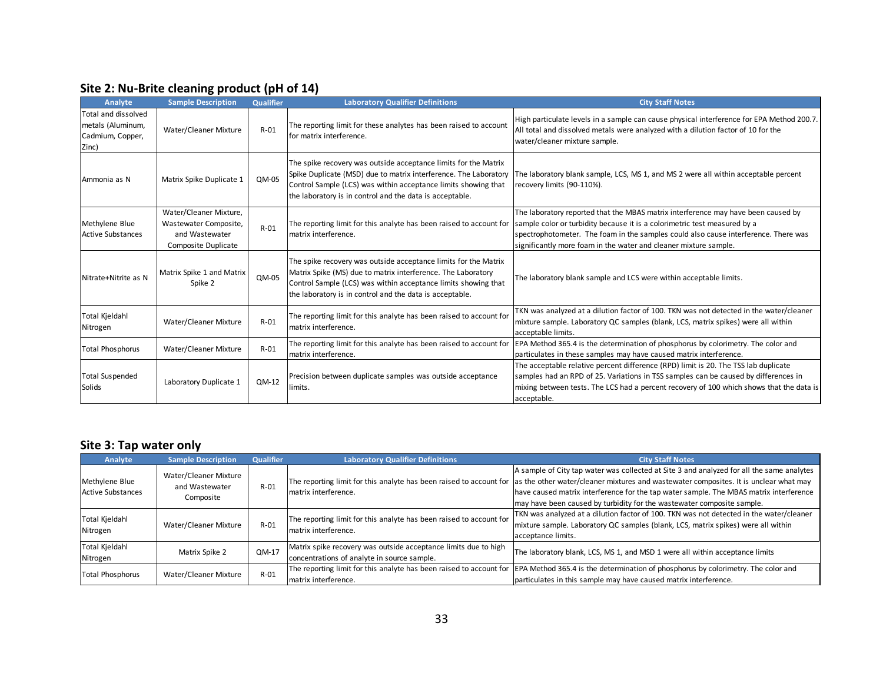## Site 2: Nu-Brite cleaning product (pH of 14)

| Analyte | Sample Description | Qualifier | Laboratory Qualifier Definitions | City Staff Notes |
|---|---|---|---|---|
| Total and dissolved metals (Aluminum, Cadmium, Copper, Zinc) | Water/Cleaner Mixture | R-01 | The reporting limit for these analytes has been raised to account for matrix interference. | High particulate levels in a sample can cause physical interference for EPA Method 200.7. All total and dissolved metals were analyzed with a dilution factor of 10 for the water/cleaner mixture sample. |
| Ammonia as N | Matrix Spike Duplicate 1 | QM-05 | The spike recovery was outside acceptance limits for the Matrix Spike Duplicate (MSD) due to matrix interference. The Laboratory Control Sample (LCS) was within acceptance limits showing that the laboratory is in control and the data is acceptable. | The laboratory blank sample, LCS, MS 1, and MS 2 were all within acceptable percent recovery limits (90-110%). |
| Methylene Blue Active Substances | Water/Cleaner Mixture, Wastewater Composite, and Wastewater Composite Duplicate | R-01 | The reporting limit for this analyte has been raised to account for matrix interference. | The laboratory reported that the MBAS matrix interference may have been caused by sample color or turbidity because it is a colorimetric test measured by a spectrophotometer. The foam in the samples could also cause interference. There was significantly more foam in the water and cleaner mixture sample. |
| Nitrate+Nitrite as N | Matrix Spike 1 and Matrix Spike 2 | QM-05 | The spike recovery was outside acceptance limits for the Matrix Matrix Spike (MS) due to matrix interference. The Laboratory Control Sample (LCS) was within acceptance limits showing that the laboratory is in control and the data is acceptable. | The laboratory blank sample and LCS were within acceptable limits. |
| Total Kjeldahl Nitrogen | Water/Cleaner Mixture | R-01 | The reporting limit for this analyte has been raised to account for matrix interference. | TKN was analyzed at a dilution factor of 100. TKN was not detected in the water/cleaner mixture sample. Laboratory QC samples (blank, LCS, matrix spikes) were all within acceptable limits. |
| Total Phosphorus | Water/Cleaner Mixture | R-01 | The reporting limit for this analyte has been raised to account for matrix interference. | EPA Method 365.4 is the determination of phosphorus by colorimetry. The color and particulates in these samples may have caused matrix interference. |
| Total Suspended Solids | Laboratory Duplicate 1 | QM-12 | Precision between duplicate samples was outside acceptance limits. | The acceptable relative percent difference (RPD) limit is 20. The TSS lab duplicate samples had an RPD of 25. Variations in TSS samples can be caused by differences in mixing between tests. The LCS had a percent recovery of 100 which shows that the data is acceptable. |

## Site 3: Tap water only

| Analyte | Sample Description | Qualifier | Laboratory Qualifier Definitions | City Staff Notes |
|---|---|---|---|---|
| Methylene Blue Active Substances | Water/Cleaner Mixture and Wastewater Composite | R-01 | The reporting limit for this analyte has been raised to account for matrix interference. | A sample of City tap water was collected at Site 3 and analyzed for all the same analytes as the other water/cleaner mixtures and wastewater composites. It is unclear what may have caused matrix interference for the tap water sample. The MBAS matrix interference may have been caused by turbidity for the wastewater composite sample. |
| Total Kjeldahl Nitrogen | Water/Cleaner Mixture | R-01 | The reporting limit for this analyte has been raised to account for matrix interference. | TKN was analyzed at a dilution factor of 100. TKN was not detected in the water/cleaner mixture sample. Laboratory QC samples (blank, LCS, matrix spikes) were all within acceptance limits. |
| Total Kjeldahl Nitrogen | Matrix Spike 2 | QM-17 | Matrix spike recovery was outside acceptance limits due to high concentrations of analyte in source sample. | The laboratory blank, LCS, MS 1, and MSD 1 were all within acceptance limits |
| Total Phosphorus | Water/Cleaner Mixture | R-01 | The reporting limit for this analyte has been raised to account for matrix interference. | EPA Method 365.4 is the determination of phosphorus by colorimetry. The color and particulates in this sample may have caused matrix interference. |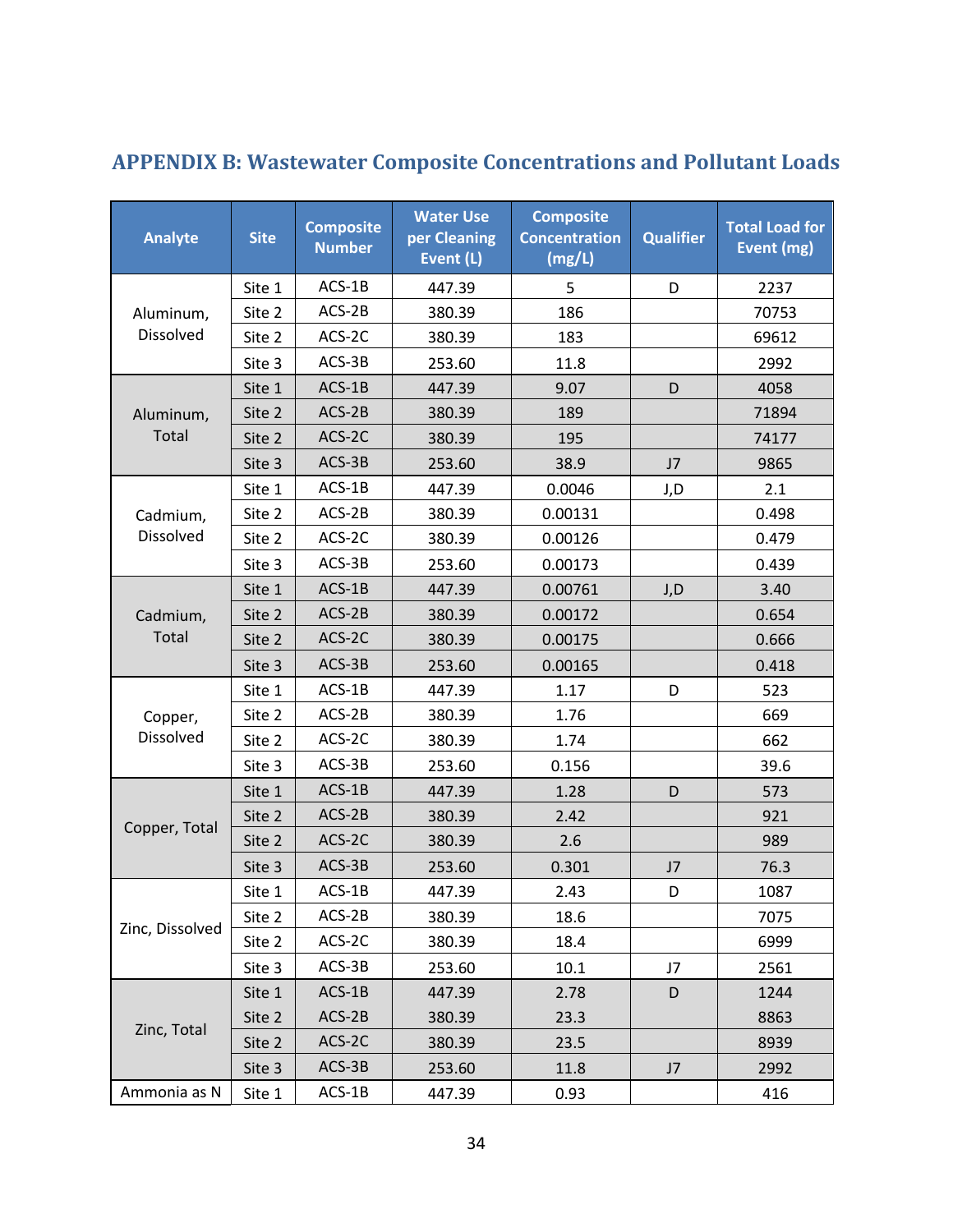## APPENDIX B: Wastewater Composite Concentrations and Pollutant Loads

| Analyte | Site | Composite Number | Water Use per Cleaning Event (L) | Composite Concentration (mg/L) | Qualifier | Total Load for Event (mg) |
|---|---|---|---|---|---|---|
| Aluminum, Dissolved | Site 1 | ACS-1B | 447.39 | 5 | D | 2237 |
| | Site 2 | ACS-2B | 380.39 | 186 | | 70753 |
| | Site 2 | ACS-2C | 380.39 | 183 | | 69612 |
| | Site 3 | ACS-3B | 253.60 | 11.8 | | 2992 |
| Aluminum, Total | Site 1 | ACS-1B | 447.39 | 9.07 | D | 4058 |
| | Site 2 | ACS-2B | 380.39 | 189 | | 71894 |
| | Site 2 | ACS-2C | 380.39 | 195 | | 74177 |
| | Site 3 | ACS-3B | 253.60 | 38.9 | J7 | 9865 |
| Cadmium, Dissolved | Site 1 | ACS-1B | 447.39 | 0.0046 | J,D | 2.1 |
| | Site 2 | ACS-2B | 380.39 | 0.00131 | | 0.498 |
| | Site 2 | ACS-2C | 380.39 | 0.00126 | | 0.479 |
| | Site 3 | ACS-3B | 253.60 | 0.00173 | | 0.439 |
| Cadmium, Total | Site 1 | ACS-1B | 447.39 | 0.00761 | J,D | 3.40 |
| | Site 2 | ACS-2B | 380.39 | 0.00172 | | 0.654 |
| | Site 2 | ACS-2C | 380.39 | 0.00175 | | 0.666 |
| | Site 3 | ACS-3B | 253.60 | 0.00165 | | 0.418 |
| Copper, Dissolved | Site 1 | ACS-1B | 447.39 | 1.17 | D | 523 |
| | Site 2 | ACS-2B | 380.39 | 1.76 | | 669 |
| | Site 2 | ACS-2C | 380.39 | 1.74 | | 662 |
| | Site 3 | ACS-3B | 253.60 | 0.156 | | 39.6 |
| Copper, Total | Site 1 | ACS-1B | 447.39 | 1.28 | D | 573 |
| | Site 2 | ACS-2B | 380.39 | 2.42 | | 921 |
| | Site 2 | ACS-2C | 380.39 | 2.6 | | 989 |
| | Site 3 | ACS-3B | 253.60 | 0.301 | J7 | 76.3 |
| Zinc, Dissolved | Site 1 | ACS-1B | 447.39 | 2.43 | D | 1087 |
| | Site 2 | ACS-2B | 380.39 | 18.6 | | 7075 |
| | Site 2 | ACS-2C | 380.39 | 18.4 | | 6999 |
| | Site 3 | ACS-3B | 253.60 | 10.1 | J7 | 2561 |
| Zinc, Total | Site 1 | ACS-1B | 447.39 | 2.78 | D | 1244 |
| | Site 2 | ACS-2B | 380.39 | 23.3 | | 8863 |
| | Site 2 | ACS-2C | 380.39 | 23.5 | | 8939 |
| | Site 3 | ACS-3B | 253.60 | 11.8 | J7 | 2992 |
| Ammonia as N | Site 1 | ACS-1B | 447.39 | 0.93 | | 416 |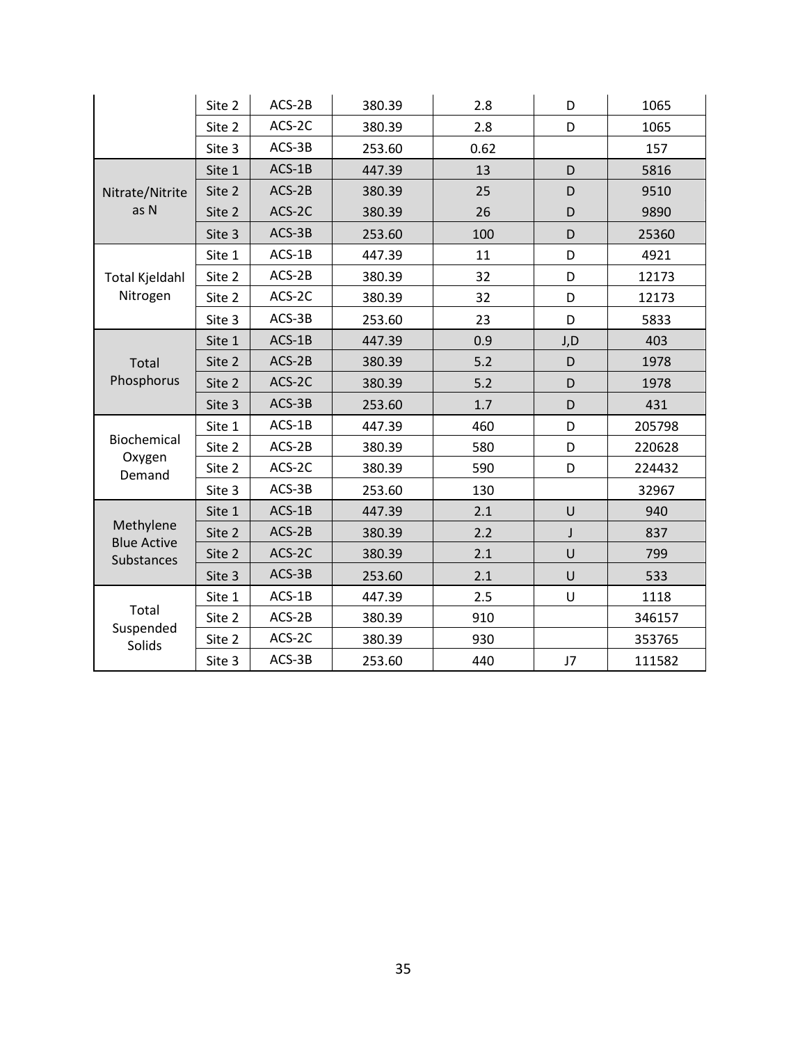| | | | | | | |
|---|---|---|---|---|---|---|
| | Site 2 | ACS-2B | 380.39 | 2.8 | D | 1065 |
| | Site 2 | ACS-2C | 380.39 | 2.8 | D | 1065 |
| | Site 3 | ACS-3B | 253.60 | 0.62 | | 157 |
| Nitrate/Nitrite as N | Site 1 | ACS-1B | 447.39 | 13 | D | 5816 |
| | Site 2 | ACS-2B | 380.39 | 25 | D | 9510 |
| | Site 2 | ACS-2C | 380.39 | 26 | D | 9890 |
| | Site 3 | ACS-3B | 253.60 | 100 | D | 25360 |
| Total Kjeldahl Nitrogen | Site 1 | ACS-1B | 447.39 | 11 | D | 4921 |
| | Site 2 | ACS-2B | 380.39 | 32 | D | 12173 |
| | Site 2 | ACS-2C | 380.39 | 32 | D | 12173 |
| | Site 3 | ACS-3B | 253.60 | 23 | D | 5833 |
| Total Phosphorus | Site 1 | ACS-1B | 447.39 | 0.9 | J,D | 403 |
| | Site 2 | ACS-2B | 380.39 | 5.2 | D | 1978 |
| | Site 2 | ACS-2C | 380.39 | 5.2 | D | 1978 |
| | Site 3 | ACS-3B | 253.60 | 1.7 | D | 431 |
| Biochemical Oxygen Demand | Site 1 | ACS-1B | 447.39 | 460 | D | 205798 |
| | Site 2 | ACS-2B | 380.39 | 580 | D | 220628 |
| | Site 2 | ACS-2C | 380.39 | 590 | D | 224432 |
| | Site 3 | ACS-3B | 253.60 | 130 | | 32967 |
| Methylene Blue Active Substances | Site 1 | ACS-1B | 447.39 | 2.1 | U | 940 |
| | Site 2 | ACS-2B | 380.39 | 2.2 | J | 837 |
| | Site 2 | ACS-2C | 380.39 | 2.1 | U | 799 |
| | Site 3 | ACS-3B | 253.60 | 2.1 | U | 533 |
| Total Suspended Solids | Site 1 | ACS-1B | 447.39 | 2.5 | U | 1118 |
| | Site 2 | ACS-2B | 380.39 | 910 | | 346157 |
| | Site 2 | ACS-2C | 380.39 | 930 | | 353765 |
| | Site 3 | ACS-3B | 253.60 | 440 | J7 | 111582 |